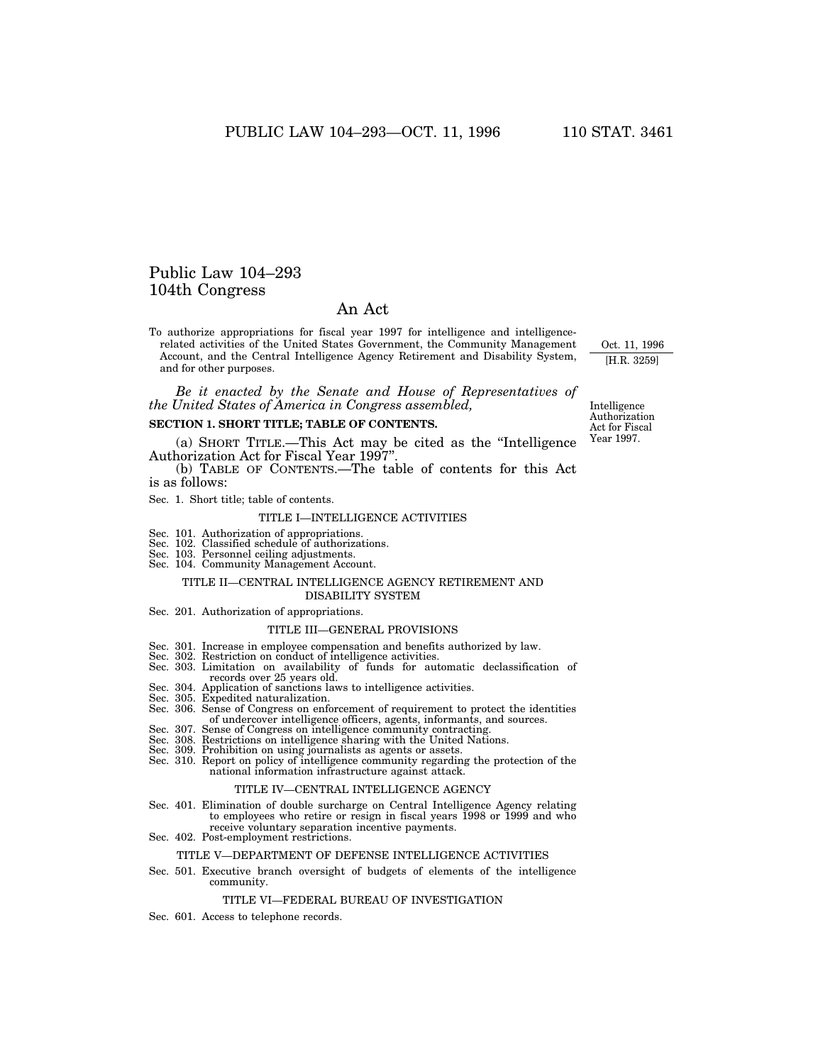# Public Law 104–293
## 104th Congress

## An Act

To authorize appropriations for fiscal year 1997 for intelligence and intelligence-related activities of the United States Government, the Community Management Account, and the Central Intelligence Agency Retirement and Disability System, and for other purposes.

Oct. 11, 1996
[H.R. 3259]

*Be it enacted by the Senate and House of Representatives of the United States of America in Congress assembled,*

Intelligence Authorization Act for Fiscal Year 1997.

**SECTION 1. SHORT TITLE; TABLE OF CONTENTS.**

(a) SHORT TITLE.—This Act may be cited as the "Intelligence Authorization Act for Fiscal Year 1997".

(b) TABLE OF CONTENTS.—The table of contents for this Act is as follows:

Sec. 1. Short title; table of contents.

TITLE I—INTELLIGENCE ACTIVITIES

Sec. 101. Authorization of appropriations.
Sec. 102. Classified schedule of authorizations.
Sec. 103. Personnel ceiling adjustments.
Sec. 104. Community Management Account.

TITLE II—CENTRAL INTELLIGENCE AGENCY RETIREMENT AND DISABILITY SYSTEM

Sec. 201. Authorization of appropriations.

TITLE III—GENERAL PROVISIONS

Sec. 301. Increase in employee compensation and benefits authorized by law.
Sec. 302. Restriction on conduct of intelligence activities.
Sec. 303. Limitation on availability of funds for automatic declassification of records over 25 years old.
Sec. 304. Application of sanctions laws to intelligence activities.
Sec. 305. Expedited naturalization.
Sec. 306. Sense of Congress on enforcement of requirement to protect the identities of undercover intelligence officers, agents, informants, and sources.
Sec. 307. Sense of Congress on intelligence community contracting.
Sec. 308. Restrictions on intelligence sharing with the United Nations.
Sec. 309. Prohibition on using journalists as agents or assets.
Sec. 310. Report on policy of intelligence community regarding the protection of the national information infrastructure against attack.

TITLE IV—CENTRAL INTELLIGENCE AGENCY

Sec. 401. Elimination of double surcharge on Central Intelligence Agency relating to employees who retire or resign in fiscal years 1998 or 1999 and who receive voluntary separation incentive payments.
Sec. 402. Post-employment restrictions.

TITLE V—DEPARTMENT OF DEFENSE INTELLIGENCE ACTIVITIES

Sec. 501. Executive branch oversight of budgets of elements of the intelligence community.

TITLE VI—FEDERAL BUREAU OF INVESTIGATION

Sec. 601. Access to telephone records.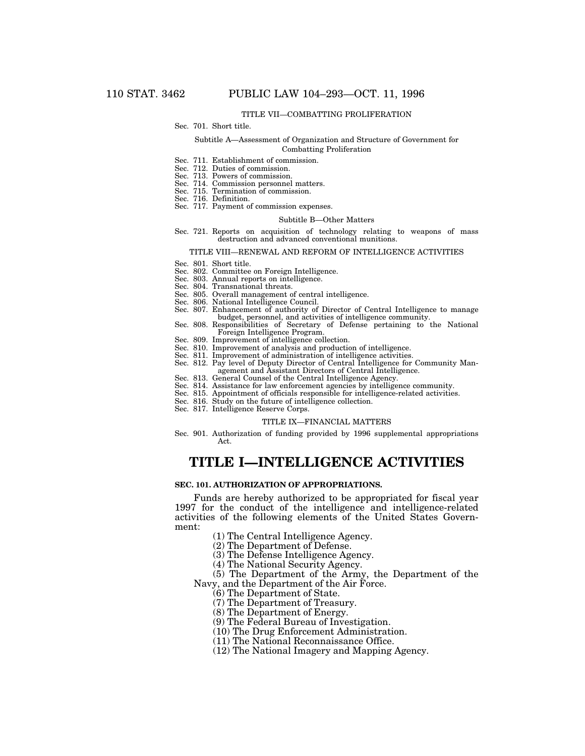TITLE VII—COMBATTING PROLIFERATION

Sec. 701. Short title.

Subtitle A—Assessment of Organization and Structure of Government for Combatting Proliferation

Sec. 711. Establishment of commission.
Sec. 712. Duties of commission.
Sec. 713. Powers of commission.
Sec. 714. Commission personnel matters.
Sec. 715. Termination of commission.
Sec. 716. Definition.
Sec. 717. Payment of commission expenses.

Subtitle B—Other Matters

Sec. 721. Reports on acquisition of technology relating to weapons of mass destruction and advanced conventional munitions.

TITLE VIII—RENEWAL AND REFORM OF INTELLIGENCE ACTIVITIES

Sec. 801. Short title.
Sec. 802. Committee on Foreign Intelligence.
Sec. 803. Annual reports on intelligence.
Sec. 804. Transnational threats.
Sec. 805. Overall management of central intelligence.
Sec. 806. National Intelligence Council.
Sec. 807. Enhancement of authority of Director of Central Intelligence to manage budget, personnel, and activities of intelligence community.
Sec. 808. Responsibilities of Secretary of Defense pertaining to the National Foreign Intelligence Program.
Sec. 809. Improvement of intelligence collection.
Sec. 810. Improvement of analysis and production of intelligence.
Sec. 811. Improvement of administration of intelligence activities.
Sec. 812. Pay level of Deputy Director of Central Intelligence for Community Management and Assistant Directors of Central Intelligence.
Sec. 813. General Counsel of the Central Intelligence Agency.
Sec. 814. Assistance for law enforcement agencies by intelligence community.
Sec. 815. Appointment of officials responsible for intelligence-related activities.
Sec. 816. Study on the future of intelligence collection.
Sec. 817. Intelligence Reserve Corps.

TITLE IX—FINANCIAL MATTERS

Sec. 901. Authorization of funding provided by 1996 supplemental appropriations Act.

# TITLE I—INTELLIGENCE ACTIVITIES

### SEC. 101. AUTHORIZATION OF APPROPRIATIONS.

Funds are hereby authorized to be appropriated for fiscal year 1997 for the conduct of the intelligence and intelligence-related activities of the following elements of the United States Government:

(1) The Central Intelligence Agency.

(2) The Department of Defense.

(3) The Defense Intelligence Agency.

(4) The National Security Agency.

(5) The Department of the Army, the Department of the Navy, and the Department of the Air Force.

(6) The Department of State.

(7) The Department of Treasury.

(8) The Department of Energy.

(9) The Federal Bureau of Investigation.

(10) The Drug Enforcement Administration.

(11) The National Reconnaissance Office.

(12) The National Imagery and Mapping Agency.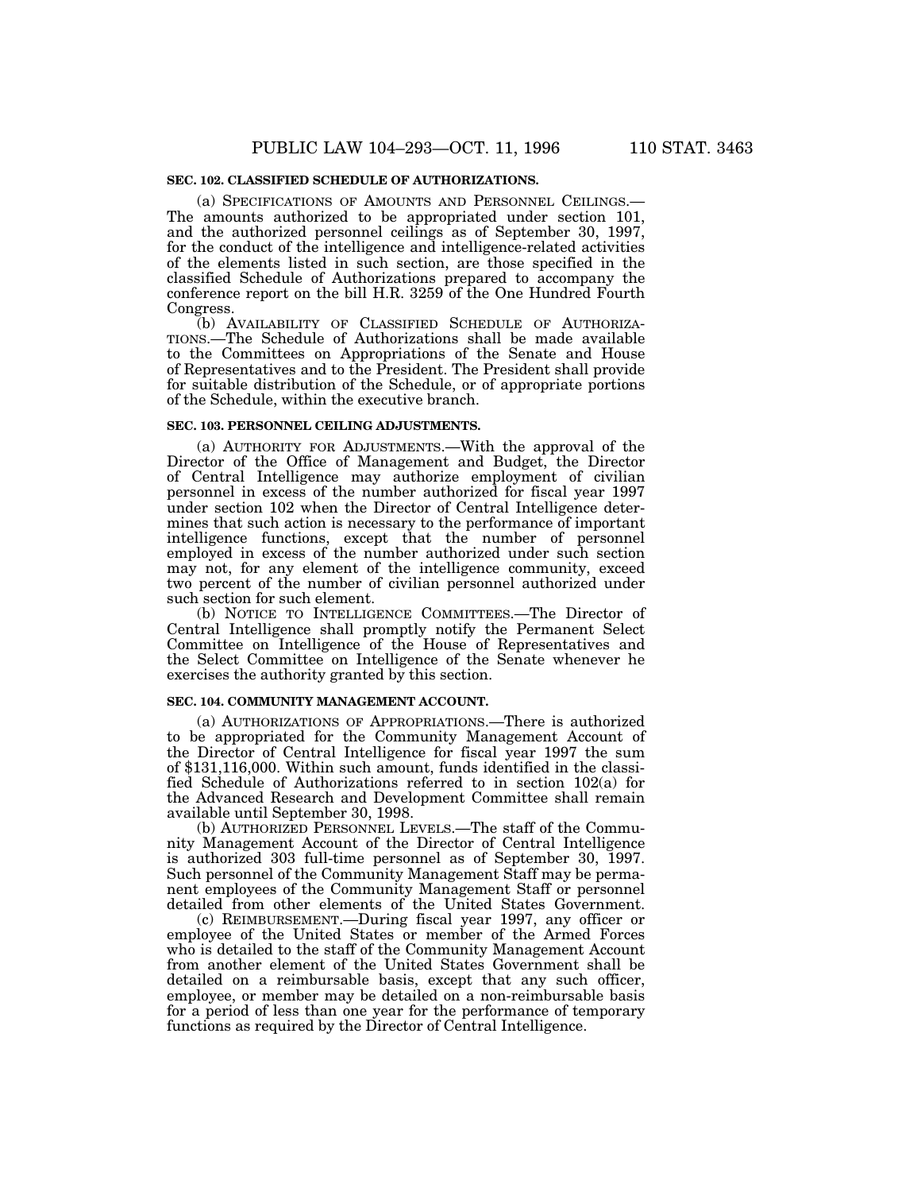**SEC. 102. CLASSIFIED SCHEDULE OF AUTHORIZATIONS.**

(a) SPECIFICATIONS OF AMOUNTS AND PERSONNEL CEILINGS.—The amounts authorized to be appropriated under section 101, and the authorized personnel ceilings as of September 30, 1997, for the conduct of the intelligence and intelligence-related activities of the elements listed in such section, are those specified in the classified Schedule of Authorizations prepared to accompany the conference report on the bill H.R. 3259 of the One Hundred Fourth Congress.

(b) AVAILABILITY OF CLASSIFIED SCHEDULE OF AUTHORIZATIONS.—The Schedule of Authorizations shall be made available to the Committees on Appropriations of the Senate and House of Representatives and to the President. The President shall provide for suitable distribution of the Schedule, or of appropriate portions of the Schedule, within the executive branch.

**SEC. 103. PERSONNEL CEILING ADJUSTMENTS.**

(a) AUTHORITY FOR ADJUSTMENTS.—With the approval of the Director of the Office of Management and Budget, the Director of Central Intelligence may authorize employment of civilian personnel in excess of the number authorized for fiscal year 1997 under section 102 when the Director of Central Intelligence determines that such action is necessary to the performance of important intelligence functions, except that the number of personnel employed in excess of the number authorized under such section may not, for any element of the intelligence community, exceed two percent of the number of civilian personnel authorized under such section for such element.

(b) NOTICE TO INTELLIGENCE COMMITTEES.—The Director of Central Intelligence shall promptly notify the Permanent Select Committee on Intelligence of the House of Representatives and the Select Committee on Intelligence of the Senate whenever he exercises the authority granted by this section.

**SEC. 104. COMMUNITY MANAGEMENT ACCOUNT.**

(a) AUTHORIZATIONS OF APPROPRIATIONS.—There is authorized to be appropriated for the Community Management Account of the Director of Central Intelligence for fiscal year 1997 the sum of $131,116,000. Within such amount, funds identified in the classified Schedule of Authorizations referred to in section 102(a) for the Advanced Research and Development Committee shall remain available until September 30, 1998.

(b) AUTHORIZED PERSONNEL LEVELS.—The staff of the Community Management Account of the Director of Central Intelligence is authorized 303 full-time personnel as of September 30, 1997. Such personnel of the Community Management Staff may be permanent employees of the Community Management Staff or personnel detailed from other elements of the United States Government.

(c) REIMBURSEMENT.—During fiscal year 1997, any officer or employee of the United States or member of the Armed Forces who is detailed to the staff of the Community Management Account from another element of the United States Government shall be detailed on a reimbursable basis, except that any such officer, employee, or member may be detailed on a non-reimbursable basis for a period of less than one year for the performance of temporary functions as required by the Director of Central Intelligence.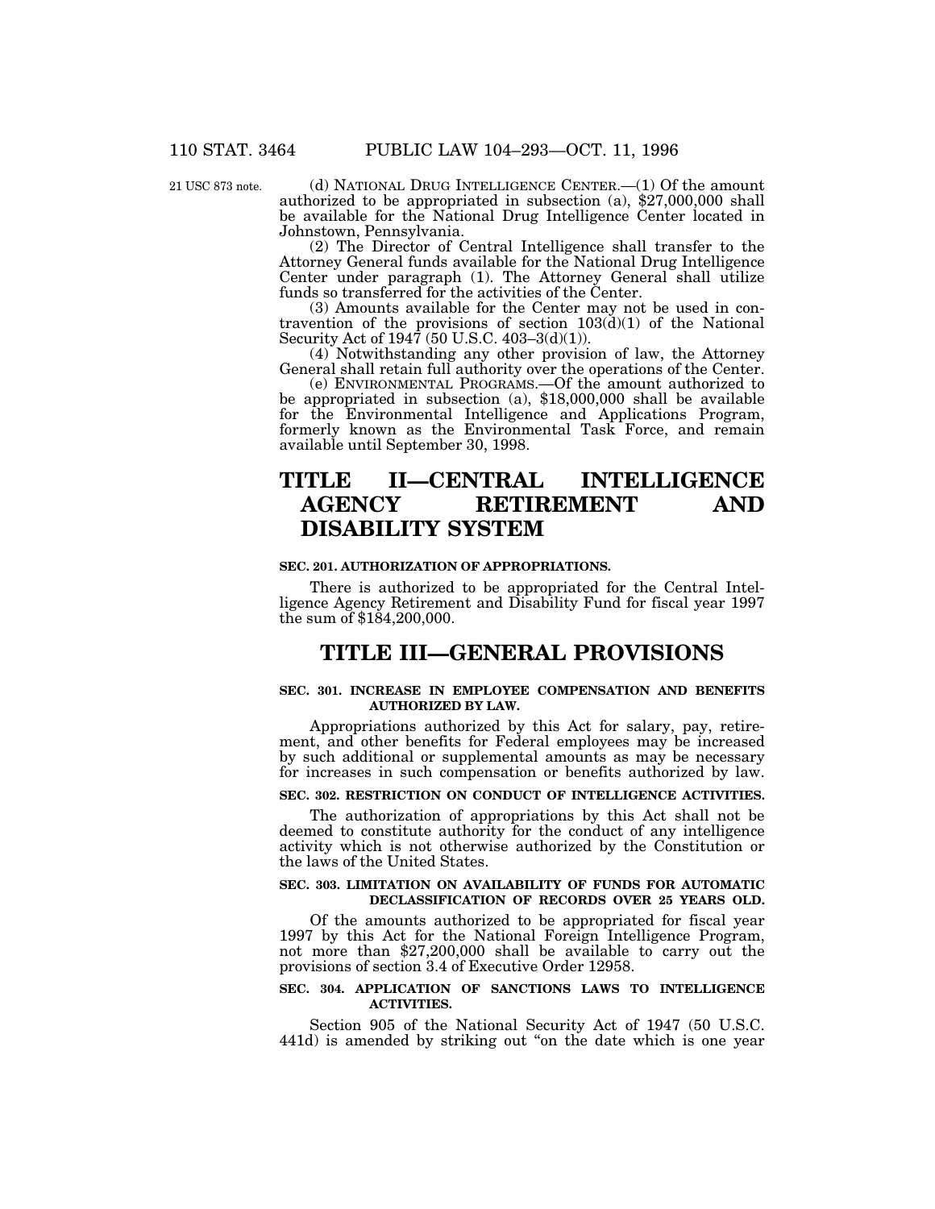21 USC 873 note.

(d) NATIONAL DRUG INTELLIGENCE CENTER.—(1) Of the amount authorized to be appropriated in subsection (a), $27,000,000 shall be available for the National Drug Intelligence Center located in Johnstown, Pennsylvania.

(2) The Director of Central Intelligence shall transfer to the Attorney General funds available for the National Drug Intelligence Center under paragraph (1). The Attorney General shall utilize funds so transferred for the activities of the Center.

(3) Amounts available for the Center may not be used in contravention of the provisions of section 103(d)(1) of the National Security Act of 1947 (50 U.S.C. 403–3(d)(1)).

(4) Notwithstanding any other provision of law, the Attorney General shall retain full authority over the operations of the Center.

(e) ENVIRONMENTAL PROGRAMS.—Of the amount authorized to be appropriated in subsection (a), $18,000,000 shall be available for the Environmental Intelligence and Applications Program, formerly known as the Environmental Task Force, and remain available until September 30, 1998.

# TITLE II—CENTRAL INTELLIGENCE AGENCY RETIREMENT AND DISABILITY SYSTEM

### SEC. 201. AUTHORIZATION OF APPROPRIATIONS.

There is authorized to be appropriated for the Central Intelligence Agency Retirement and Disability Fund for fiscal year 1997 the sum of $184,200,000.

# TITLE III—GENERAL PROVISIONS

### SEC. 301. INCREASE IN EMPLOYEE COMPENSATION AND BENEFITS AUTHORIZED BY LAW.

Appropriations authorized by this Act for salary, pay, retirement, and other benefits for Federal employees may be increased by such additional or supplemental amounts as may be necessary for increases in such compensation or benefits authorized by law.

### SEC. 302. RESTRICTION ON CONDUCT OF INTELLIGENCE ACTIVITIES.

The authorization of appropriations by this Act shall not be deemed to constitute authority for the conduct of any intelligence activity which is not otherwise authorized by the Constitution or the laws of the United States.

### SEC. 303. LIMITATION ON AVAILABILITY OF FUNDS FOR AUTOMATIC DECLASSIFICATION OF RECORDS OVER 25 YEARS OLD.

Of the amounts authorized to be appropriated for fiscal year 1997 by this Act for the National Foreign Intelligence Program, not more than $27,200,000 shall be available to carry out the provisions of section 3.4 of Executive Order 12958.

### SEC. 304. APPLICATION OF SANCTIONS LAWS TO INTELLIGENCE ACTIVITIES.

Section 905 of the National Security Act of 1947 (50 U.S.C. 441d) is amended by striking out "on the date which is one year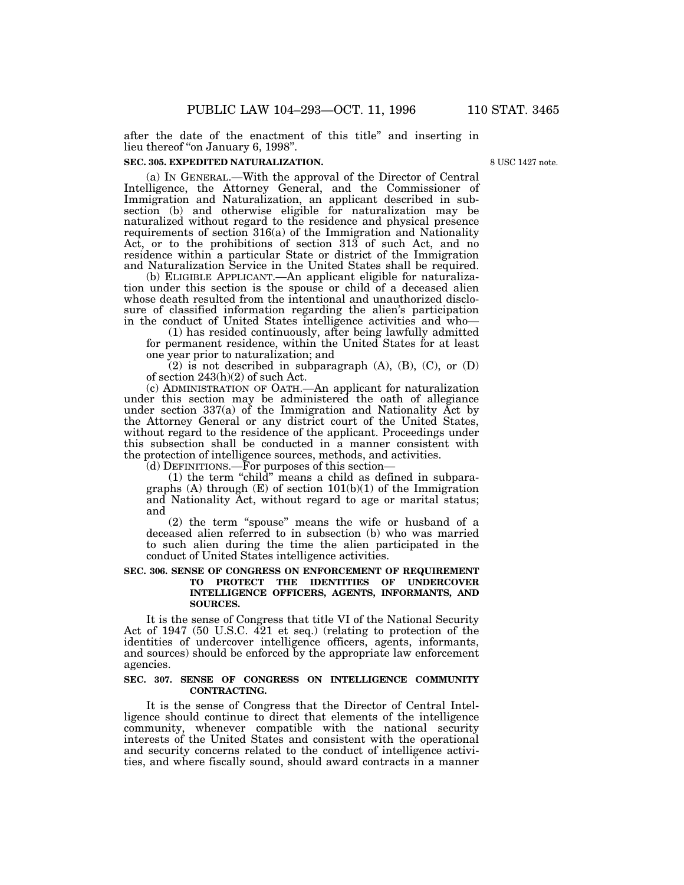after the date of the enactment of this title" and inserting in lieu thereof "on January 6, 1998".

**SEC. 305. EXPEDITED NATURALIZATION.**

8 USC 1427 note.

(a) IN GENERAL.—With the approval of the Director of Central Intelligence, the Attorney General, and the Commissioner of Immigration and Naturalization, an applicant described in subsection (b) and otherwise eligible for naturalization may be naturalized without regard to the residence and physical presence requirements of section 316(a) of the Immigration and Nationality Act, or to the prohibitions of section 313 of such Act, and no residence within a particular State or district of the Immigration and Naturalization Service in the United States shall be required.

(b) ELIGIBLE APPLICANT.—An applicant eligible for naturalization under this section is the spouse or child of a deceased alien whose death resulted from the intentional and unauthorized disclosure of classified information regarding the alien's participation in the conduct of United States intelligence activities and who—

(1) has resided continuously, after being lawfully admitted for permanent residence, within the United States for at least one year prior to naturalization; and

(2) is not described in subparagraph (A), (B), (C), or (D) of section 243(h)(2) of such Act.

(c) ADMINISTRATION OF OATH.—An applicant for naturalization under this section may be administered the oath of allegiance under section 337(a) of the Immigration and Nationality Act by the Attorney General or any district court of the United States, without regard to the residence of the applicant. Proceedings under this subsection shall be conducted in a manner consistent with the protection of intelligence sources, methods, and activities.

(d) DEFINITIONS.—For purposes of this section—

(1) the term "child" means a child as defined in subparagraphs (A) through (E) of section 101(b)(1) of the Immigration and Nationality Act, without regard to age or marital status; and

(2) the term "spouse" means the wife or husband of a deceased alien referred to in subsection (b) who was married to such alien during the time the alien participated in the conduct of United States intelligence activities.

**SEC. 306. SENSE OF CONGRESS ON ENFORCEMENT OF REQUIREMENT TO PROTECT THE IDENTITIES OF UNDERCOVER INTELLIGENCE OFFICERS, AGENTS, INFORMANTS, AND SOURCES.**

It is the sense of Congress that title VI of the National Security Act of 1947 (50 U.S.C. 421 et seq.) (relating to protection of the identities of undercover intelligence officers, agents, informants, and sources) should be enforced by the appropriate law enforcement agencies.

**SEC. 307. SENSE OF CONGRESS ON INTELLIGENCE COMMUNITY CONTRACTING.**

It is the sense of Congress that the Director of Central Intelligence should continue to direct that elements of the intelligence community, whenever compatible with the national security interests of the United States and consistent with the operational and security concerns related to the conduct of intelligence activities, and where fiscally sound, should award contracts in a manner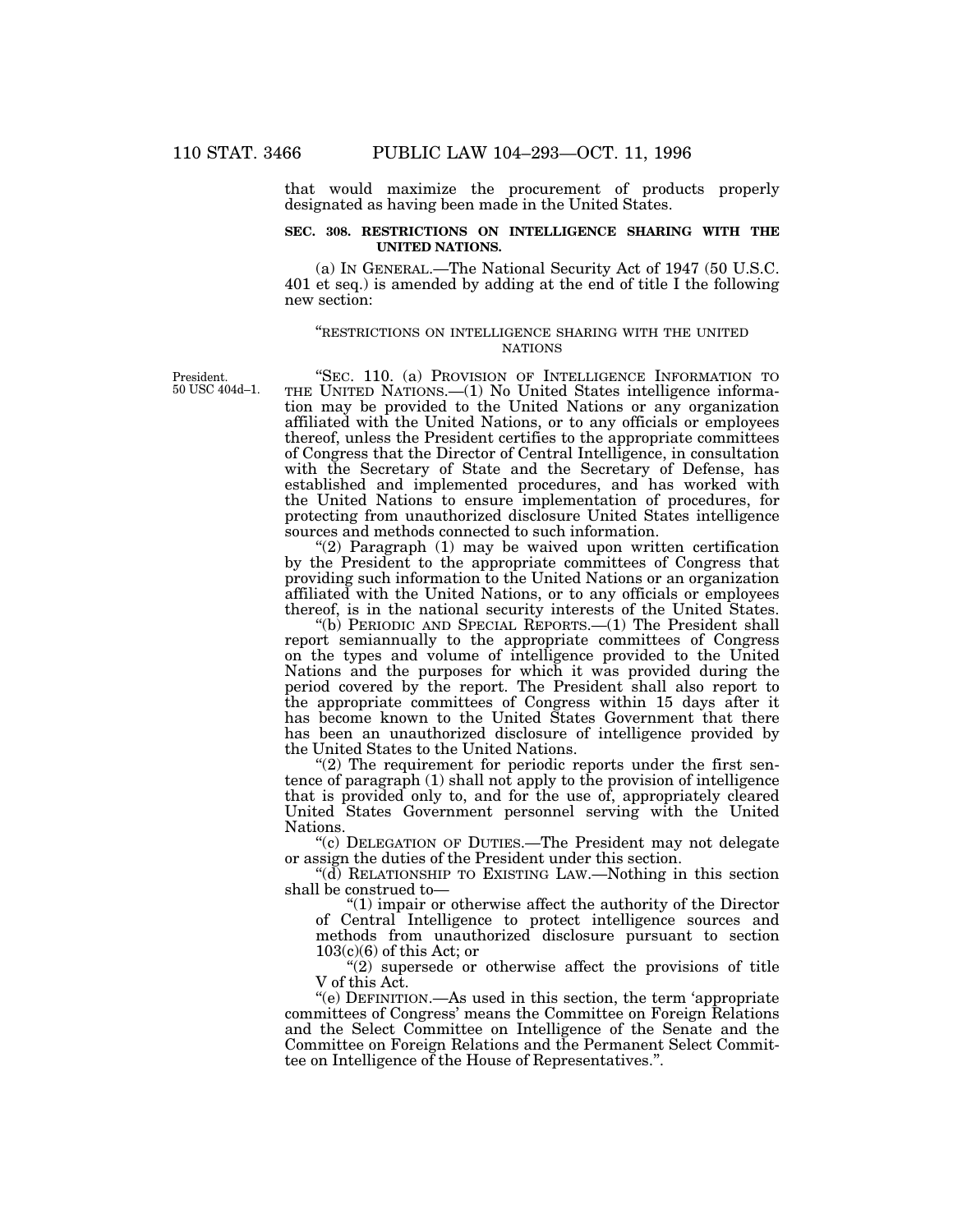that would maximize the procurement of products properly designated as having been made in the United States.

**SEC. 308. RESTRICTIONS ON INTELLIGENCE SHARING WITH THE UNITED NATIONS.**

(a) IN GENERAL.—The National Security Act of 1947 (50 U.S.C. 401 et seq.) is amended by adding at the end of title I the following new section:

"RESTRICTIONS ON INTELLIGENCE SHARING WITH THE UNITED NATIONS

President.
50 USC 404d–1.

"SEC. 110. (a) PROVISION OF INTELLIGENCE INFORMATION TO THE UNITED NATIONS.—(1) No United States intelligence information may be provided to the United Nations or any organization affiliated with the United Nations, or to any officials or employees thereof, unless the President certifies to the appropriate committees of Congress that the Director of Central Intelligence, in consultation with the Secretary of State and the Secretary of Defense, has established and implemented procedures, and has worked with the United Nations to ensure implementation of procedures, for protecting from unauthorized disclosure United States intelligence sources and methods connected to such information.

"(2) Paragraph (1) may be waived upon written certification by the President to the appropriate committees of Congress that providing such information to the United Nations or an organization affiliated with the United Nations, or to any officials or employees thereof, is in the national security interests of the United States.

"(b) PERIODIC AND SPECIAL REPORTS.—(1) The President shall report semiannually to the appropriate committees of Congress on the types and volume of intelligence provided to the United Nations and the purposes for which it was provided during the period covered by the report. The President shall also report to the appropriate committees of Congress within 15 days after it has become known to the United States Government that there has been an unauthorized disclosure of intelligence provided by the United States to the United Nations.

"(2) The requirement for periodic reports under the first sentence of paragraph (1) shall not apply to the provision of intelligence that is provided only to, and for the use of, appropriately cleared United States Government personnel serving with the United Nations.

"(c) DELEGATION OF DUTIES.—The President may not delegate or assign the duties of the President under this section.

"(d) RELATIONSHIP TO EXISTING LAW.—Nothing in this section shall be construed to—

"(1) impair or otherwise affect the authority of the Director of Central Intelligence to protect intelligence sources and methods from unauthorized disclosure pursuant to section 103(c)(6) of this Act; or

"(2) supersede or otherwise affect the provisions of title V of this Act.

"(e) DEFINITION.—As used in this section, the term 'appropriate committees of Congress' means the Committee on Foreign Relations and the Select Committee on Intelligence of the Senate and the Committee on Foreign Relations and the Permanent Select Committee on Intelligence of the House of Representatives.".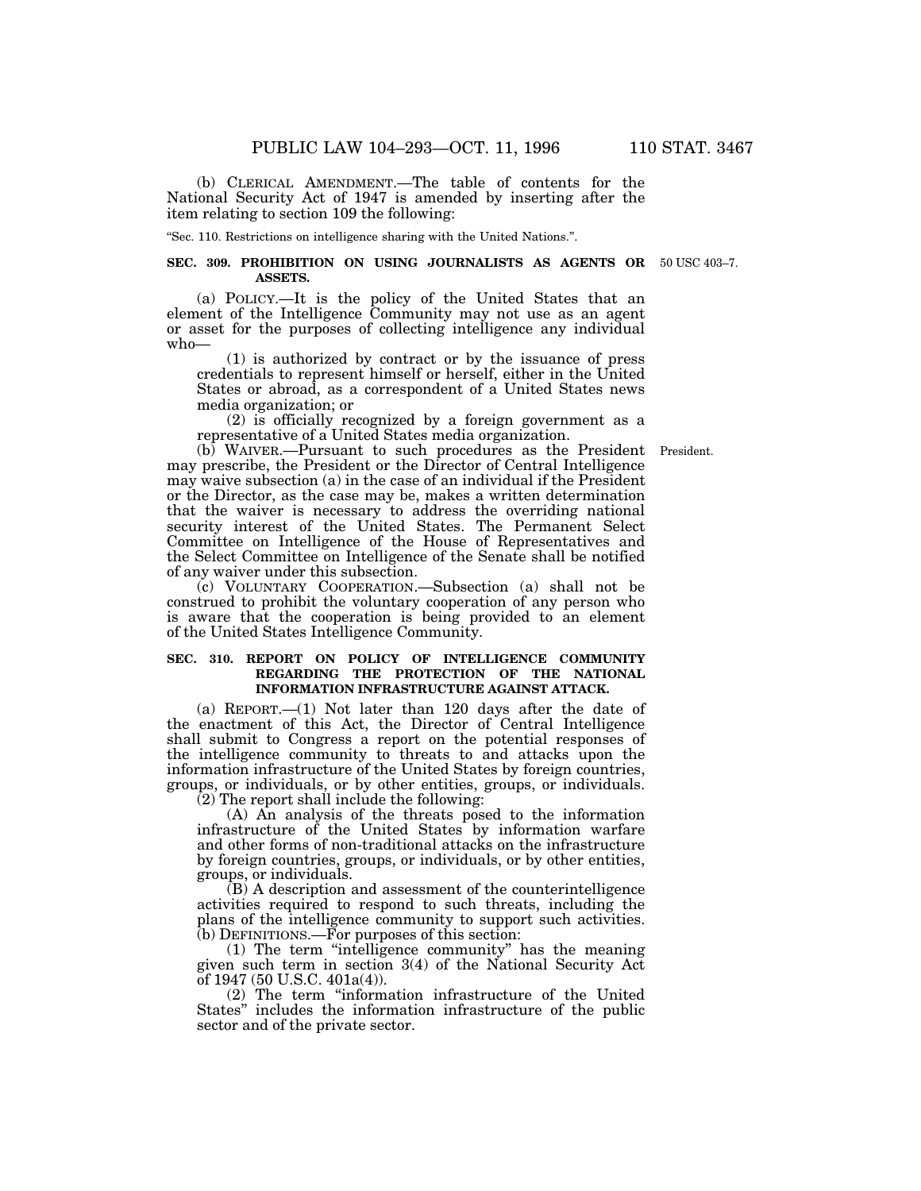(b) CLERICAL AMENDMENT.—The table of contents for the National Security Act of 1947 is amended by inserting after the item relating to section 109 the following:

"Sec. 110. Restrictions on intelligence sharing with the United Nations.".

**SEC. 309. PROHIBITION ON USING JOURNALISTS AS AGENTS OR ASSETS.**

50 USC 403–7.

(a) POLICY.—It is the policy of the United States that an element of the Intelligence Community may not use as an agent or asset for the purposes of collecting intelligence any individual who—

(1) is authorized by contract or by the issuance of press credentials to represent himself or herself, either in the United States or abroad, as a correspondent of a United States news media organization; or

(2) is officially recognized by a foreign government as a representative of a United States media organization.

(b) WAIVER.—Pursuant to such procedures as the President may prescribe, the President or the Director of Central Intelligence may waive subsection (a) in the case of an individual if the President or the Director, as the case may be, makes a written determination that the waiver is necessary to address the overriding national security interest of the United States. The Permanent Select Committee on Intelligence of the House of Representatives and the Select Committee on Intelligence of the Senate shall be notified of any waiver under this subsection.

President.

(c) VOLUNTARY COOPERATION.—Subsection (a) shall not be construed to prohibit the voluntary cooperation of any person who is aware that the cooperation is being provided to an element of the United States Intelligence Community.

**SEC. 310. REPORT ON POLICY OF INTELLIGENCE COMMUNITY REGARDING THE PROTECTION OF THE NATIONAL INFORMATION INFRASTRUCTURE AGAINST ATTACK.**

(a) REPORT.—(1) Not later than 120 days after the date of the enactment of this Act, the Director of Central Intelligence shall submit to Congress a report on the potential responses of the intelligence community to threats to and attacks upon the information infrastructure of the United States by foreign countries, groups, or individuals, or by other entities, groups, or individuals.

(2) The report shall include the following:

(A) An analysis of the threats posed to the information infrastructure of the United States by information warfare and other forms of non-traditional attacks on the infrastructure by foreign countries, groups, or individuals, or by other entities, groups, or individuals.

(B) A description and assessment of the counterintelligence activities required to respond to such threats, including the plans of the intelligence community to support such activities.

(b) DEFINITIONS.—For purposes of this section:

(1) The term "intelligence community" has the meaning given such term in section 3(4) of the National Security Act of 1947 (50 U.S.C. 401a(4)).

(2) The term "information infrastructure of the United States" includes the information infrastructure of the public sector and of the private sector.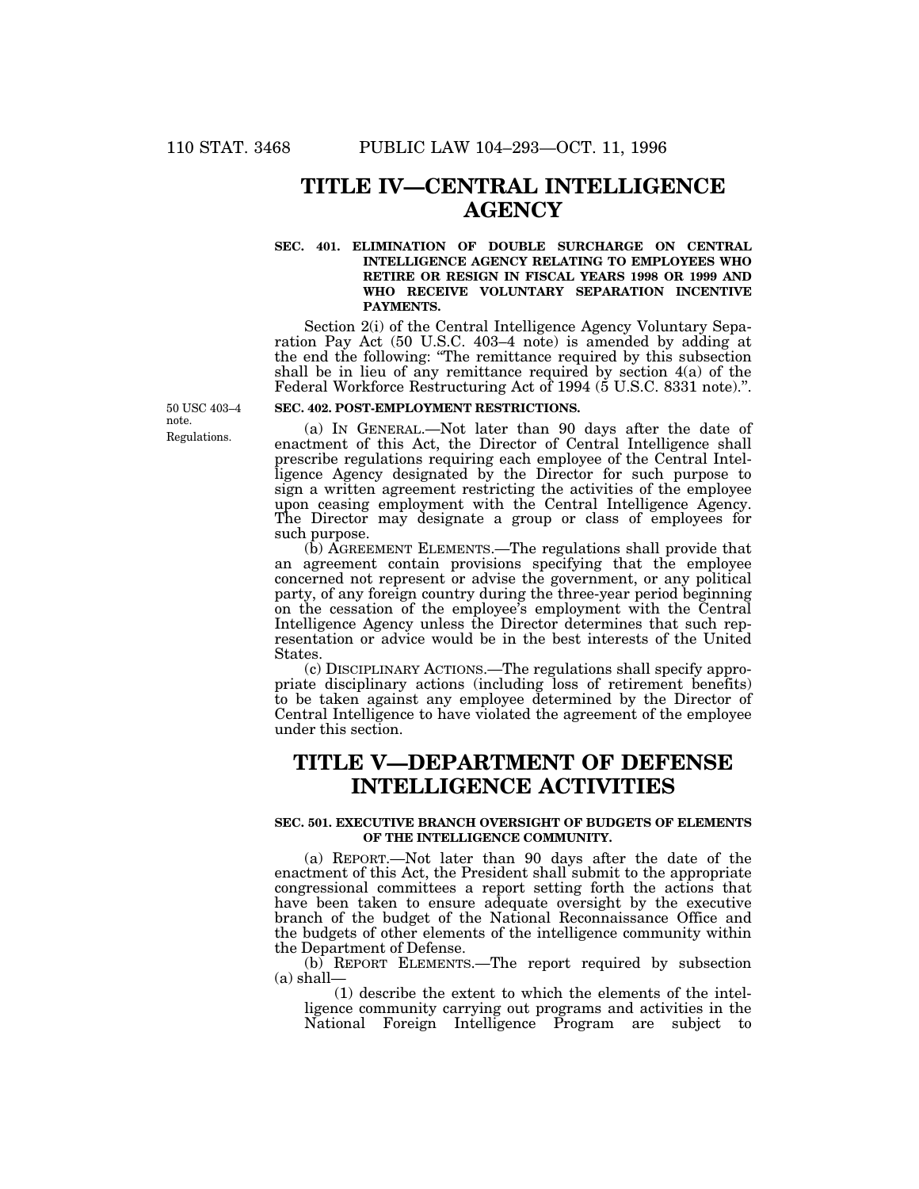# TITLE IV—CENTRAL INTELLIGENCE AGENCY

### SEC. 401. ELIMINATION OF DOUBLE SURCHARGE ON CENTRAL INTELLIGENCE AGENCY RELATING TO EMPLOYEES WHO RETIRE OR RESIGN IN FISCAL YEARS 1998 OR 1999 AND WHO RECEIVE VOLUNTARY SEPARATION INCENTIVE PAYMENTS.

Section 2(i) of the Central Intelligence Agency Voluntary Separation Pay Act (50 U.S.C. 403–4 note) is amended by adding at the end the following: "The remittance required by this subsection shall be in lieu of any remittance required by section 4(a) of the Federal Workforce Restructuring Act of 1994 (5 U.S.C. 8331 note).".

50 USC 403–4 note.

Regulations.

### SEC. 402. POST-EMPLOYMENT RESTRICTIONS.

(a) IN GENERAL.—Not later than 90 days after the date of enactment of this Act, the Director of Central Intelligence shall prescribe regulations requiring each employee of the Central Intelligence Agency designated by the Director for such purpose to sign a written agreement restricting the activities of the employee upon ceasing employment with the Central Intelligence Agency. The Director may designate a group or class of employees for such purpose.

(b) AGREEMENT ELEMENTS.—The regulations shall provide that an agreement contain provisions specifying that the employee concerned not represent or advise the government, or any political party, of any foreign country during the three-year period beginning on the cessation of the employee's employment with the Central Intelligence Agency unless the Director determines that such representation or advice would be in the best interests of the United States.

(c) DISCIPLINARY ACTIONS.—The regulations shall specify appropriate disciplinary actions (including loss of retirement benefits) to be taken against any employee determined by the Director of Central Intelligence to have violated the agreement of the employee under this section.

# TITLE V—DEPARTMENT OF DEFENSE INTELLIGENCE ACTIVITIES

### SEC. 501. EXECUTIVE BRANCH OVERSIGHT OF BUDGETS OF ELEMENTS OF THE INTELLIGENCE COMMUNITY.

(a) REPORT.—Not later than 90 days after the date of the enactment of this Act, the President shall submit to the appropriate congressional committees a report setting forth the actions that have been taken to ensure adequate oversight by the executive branch of the budget of the National Reconnaissance Office and the budgets of other elements of the intelligence community within the Department of Defense.

(b) REPORT ELEMENTS.—The report required by subsection (a) shall—

(1) describe the extent to which the elements of the intelligence community carrying out programs and activities in the National Foreign Intelligence Program are subject to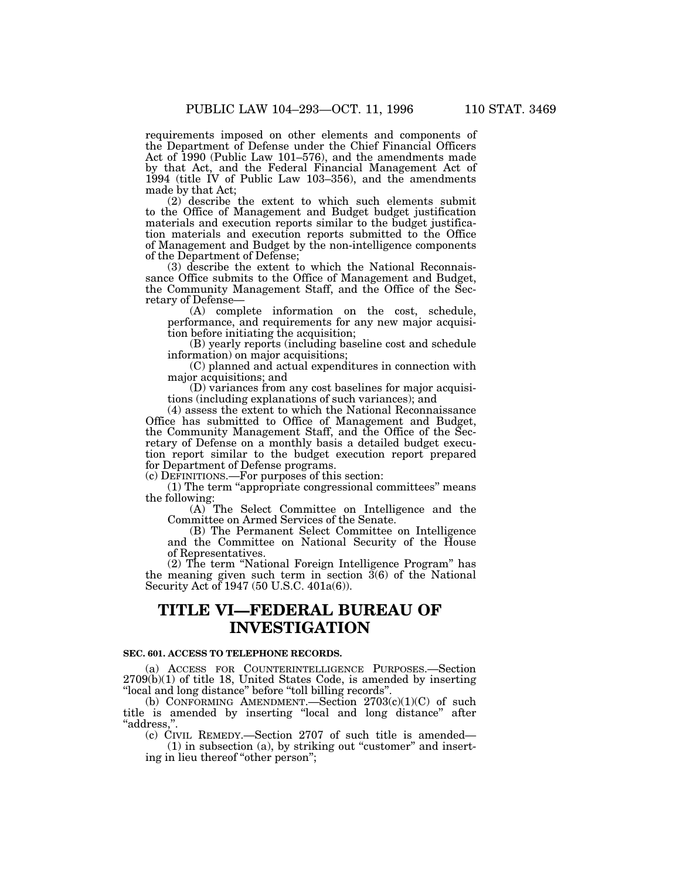requirements imposed on other elements and components of the Department of Defense under the Chief Financial Officers Act of 1990 (Public Law 101–576), and the amendments made by that Act, and the Federal Financial Management Act of 1994 (title IV of Public Law 103–356), and the amendments made by that Act;

(2) describe the extent to which such elements submit to the Office of Management and Budget budget justification materials and execution reports similar to the budget justification materials and execution reports submitted to the Office of Management and Budget by the non-intelligence components of the Department of Defense;

(3) describe the extent to which the National Reconnaissance Office submits to the Office of Management and Budget, the Community Management Staff, and the Office of the Secretary of Defense—

(A) complete information on the cost, schedule, performance, and requirements for any new major acquisition before initiating the acquisition;

(B) yearly reports (including baseline cost and schedule information) on major acquisitions;

(C) planned and actual expenditures in connection with major acquisitions; and

(D) variances from any cost baselines for major acquisitions (including explanations of such variances); and

(4) assess the extent to which the National Reconnaissance Office has submitted to Office of Management and Budget, the Community Management Staff, and the Office of the Secretary of Defense on a monthly basis a detailed budget execution report similar to the budget execution report prepared for Department of Defense programs.

(c) DEFINITIONS.—For purposes of this section:

(1) The term "appropriate congressional committees" means the following:

(A) The Select Committee on Intelligence and the Committee on Armed Services of the Senate.

(B) The Permanent Select Committee on Intelligence and the Committee on National Security of the House of Representatives.

(2) The term "National Foreign Intelligence Program" has the meaning given such term in section 3(6) of the National Security Act of 1947 (50 U.S.C. 401a(6)).

# TITLE VI—FEDERAL BUREAU OF INVESTIGATION

### SEC. 601. ACCESS TO TELEPHONE RECORDS.

(a) ACCESS FOR COUNTERINTELLIGENCE PURPOSES.—Section 2709(b)(1) of title 18, United States Code, is amended by inserting "local and long distance" before "toll billing records".

(b) CONFORMING AMENDMENT.—Section 2703(c)(1)(C) of such title is amended by inserting "local and long distance" after "address,".

(c) CIVIL REMEDY.—Section 2707 of such title is amended—

(1) in subsection (a), by striking out "customer" and inserting in lieu thereof "other person";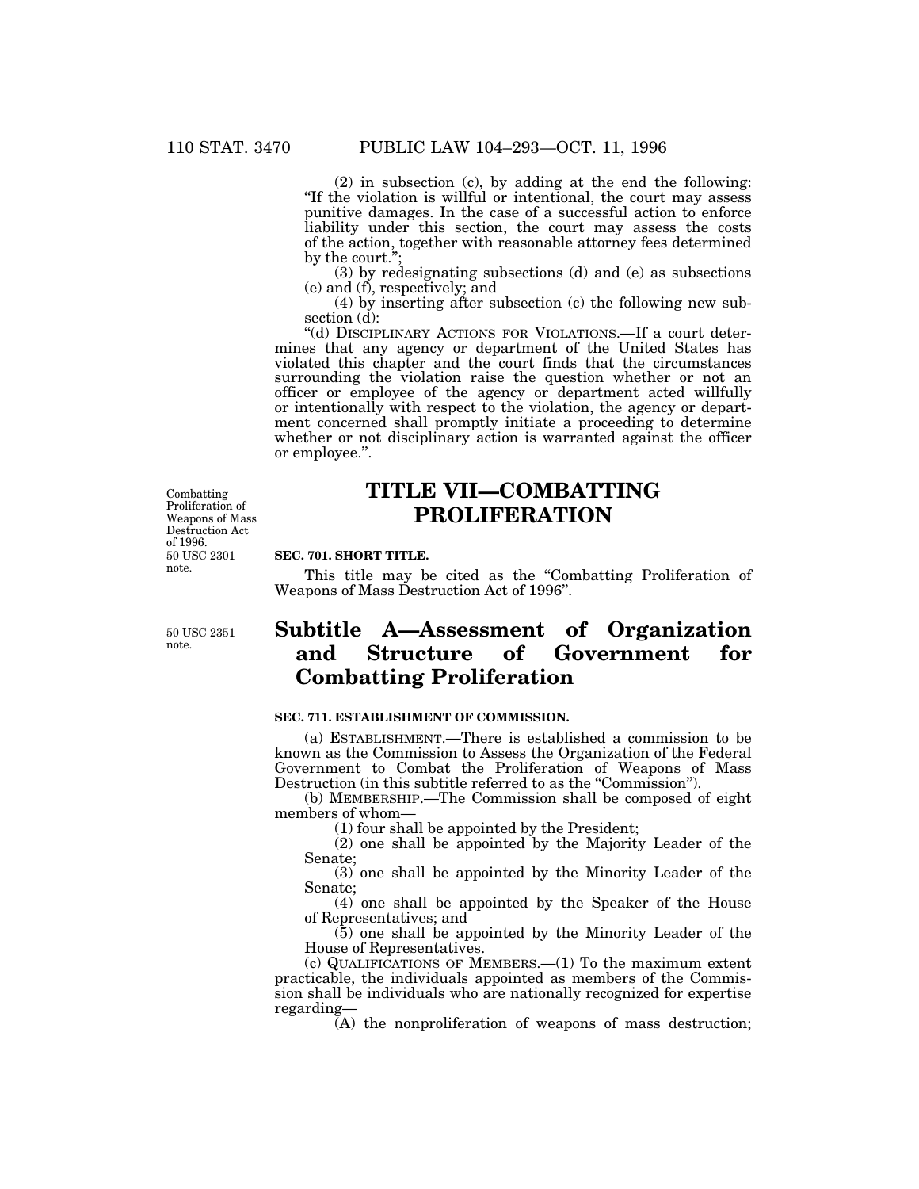(2) in subsection (c), by adding at the end the following: "If the violation is willful or intentional, the court may assess punitive damages. In the case of a successful action to enforce liability under this section, the court may assess the costs of the action, together with reasonable attorney fees determined by the court.";

(3) by redesignating subsections (d) and (e) as subsections (e) and (f), respectively; and

(4) by inserting after subsection (c) the following new subsection (d):

"(d) DISCIPLINARY ACTIONS FOR VIOLATIONS.—If a court determines that any agency or department of the United States has violated this chapter and the court finds that the circumstances surrounding the violation raise the question whether or not an officer or employee of the agency or department acted willfully or intentionally with respect to the violation, the agency or department concerned shall promptly initiate a proceeding to determine whether or not disciplinary action is warranted against the officer or employee.".

Combatting Proliferation of Weapons of Mass Destruction Act of 1996.
50 USC 2301 note.

# TITLE VII—COMBATTING PROLIFERATION

**SEC. 701. SHORT TITLE.**

This title may be cited as the "Combatting Proliferation of Weapons of Mass Destruction Act of 1996".

50 USC 2351 note.

## Subtitle A—Assessment of Organization and Structure of Government for Combatting Proliferation

**SEC. 711. ESTABLISHMENT OF COMMISSION.**

(a) ESTABLISHMENT.—There is established a commission to be known as the Commission to Assess the Organization of the Federal Government to Combat the Proliferation of Weapons of Mass Destruction (in this subtitle referred to as the "Commission").

(b) MEMBERSHIP.—The Commission shall be composed of eight members of whom—

(1) four shall be appointed by the President;

(2) one shall be appointed by the Majority Leader of the Senate;

(3) one shall be appointed by the Minority Leader of the Senate;

(4) one shall be appointed by the Speaker of the House of Representatives; and

(5) one shall be appointed by the Minority Leader of the House of Representatives.

(c) QUALIFICATIONS OF MEMBERS.—(1) To the maximum extent practicable, the individuals appointed as members of the Commission shall be individuals who are nationally recognized for expertise regarding—

(A) the nonproliferation of weapons of mass destruction;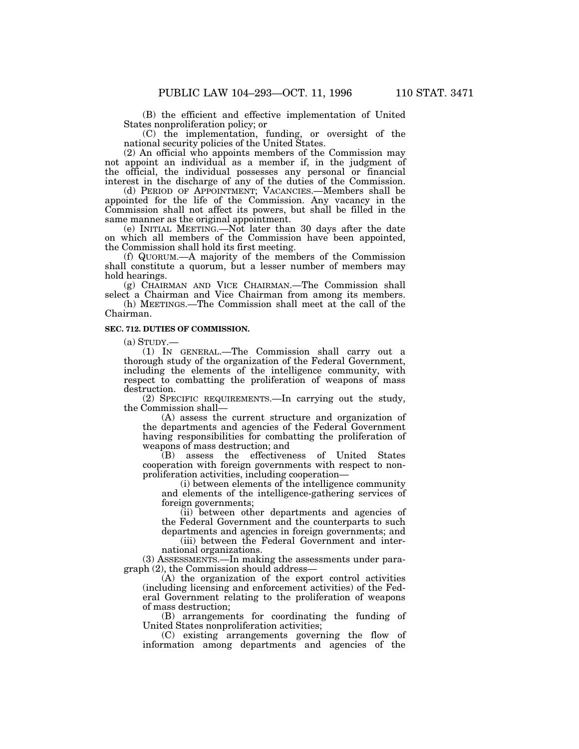(B) the efficient and effective implementation of United States nonproliferation policy; or

(C) the implementation, funding, or oversight of the national security policies of the United States.

(2) An official who appoints members of the Commission may not appoint an individual as a member if, in the judgment of the official, the individual possesses any personal or financial interest in the discharge of any of the duties of the Commission.

(d) PERIOD OF APPOINTMENT; VACANCIES.—Members shall be appointed for the life of the Commission. Any vacancy in the Commission shall not affect its powers, but shall be filled in the same manner as the original appointment.

(e) INITIAL MEETING.—Not later than 30 days after the date on which all members of the Commission have been appointed, the Commission shall hold its first meeting.

(f) QUORUM.—A majority of the members of the Commission shall constitute a quorum, but a lesser number of members may hold hearings.

(g) CHAIRMAN AND VICE CHAIRMAN.—The Commission shall select a Chairman and Vice Chairman from among its members.

(h) MEETINGS.—The Commission shall meet at the call of the Chairman.

**SEC. 712. DUTIES OF COMMISSION.**

(a) STUDY.—

(1) IN GENERAL.—The Commission shall carry out a thorough study of the organization of the Federal Government, including the elements of the intelligence community, with respect to combatting the proliferation of weapons of mass destruction.

(2) SPECIFIC REQUIREMENTS.—In carrying out the study, the Commission shall—

(A) assess the current structure and organization of the departments and agencies of the Federal Government having responsibilities for combatting the proliferation of weapons of mass destruction; and

(B) assess the effectiveness of United States cooperation with foreign governments with respect to nonproliferation activities, including cooperation—

(i) between elements of the intelligence community and elements of the intelligence-gathering services of foreign governments;

(ii) between other departments and agencies of the Federal Government and the counterparts to such departments and agencies in foreign governments; and

(iii) between the Federal Government and international organizations.

(3) ASSESSMENTS.—In making the assessments under paragraph (2), the Commission should address—

(A) the organization of the export control activities (including licensing and enforcement activities) of the Federal Government relating to the proliferation of weapons of mass destruction;

(B) arrangements for coordinating the funding of United States nonproliferation activities;

(C) existing arrangements governing the flow of information among departments and agencies of the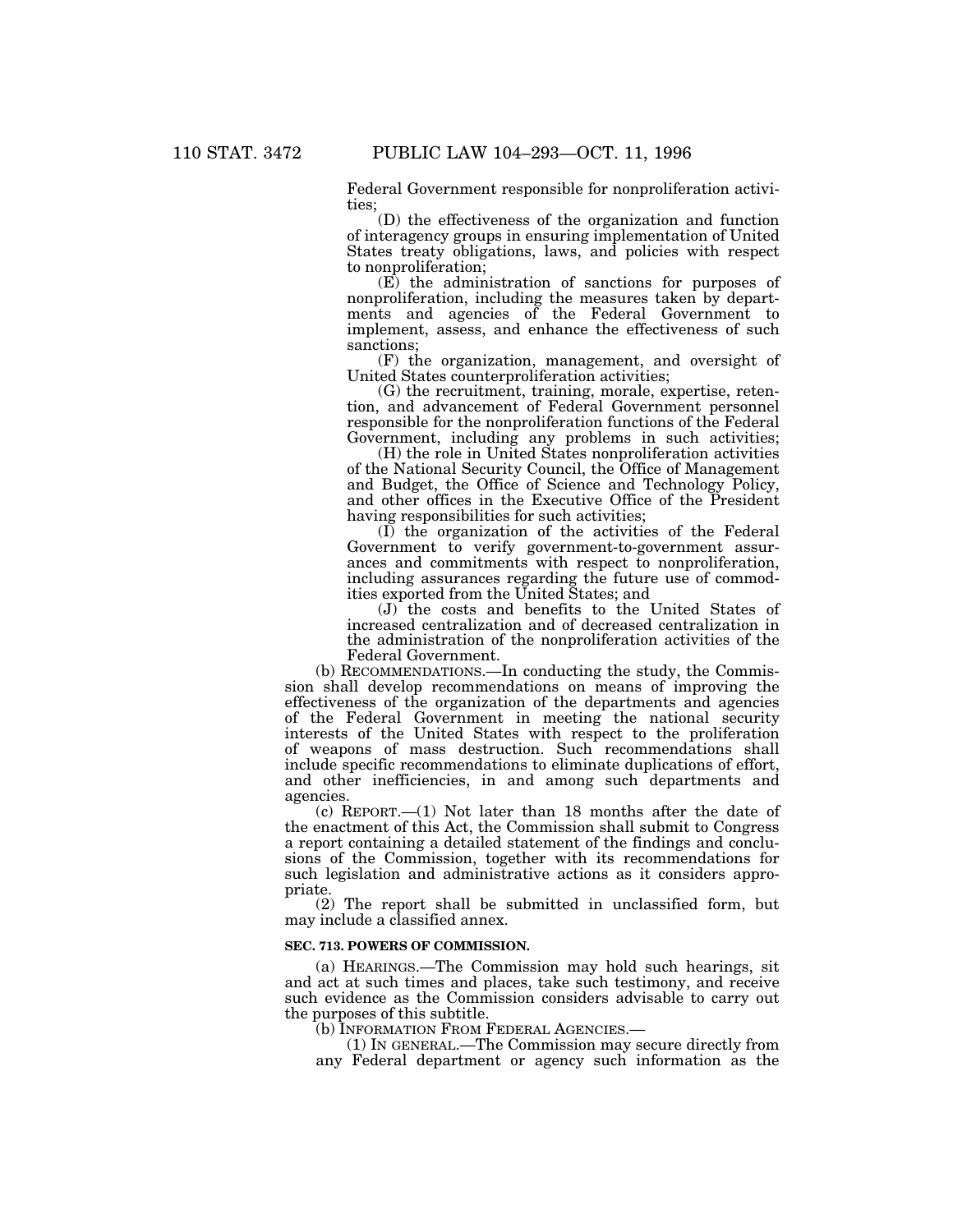Federal Government responsible for nonproliferation activities;

(D) the effectiveness of the organization and function of interagency groups in ensuring implementation of United States treaty obligations, laws, and policies with respect to nonproliferation;

(E) the administration of sanctions for purposes of nonproliferation, including the measures taken by departments and agencies of the Federal Government to implement, assess, and enhance the effectiveness of such sanctions;

(F) the organization, management, and oversight of United States counterproliferation activities;

(G) the recruitment, training, morale, expertise, retention, and advancement of Federal Government personnel responsible for the nonproliferation functions of the Federal Government, including any problems in such activities;

(H) the role in United States nonproliferation activities of the National Security Council, the Office of Management and Budget, the Office of Science and Technology Policy, and other offices in the Executive Office of the President having responsibilities for such activities;

(I) the organization of the activities of the Federal Government to verify government-to-government assurances and commitments with respect to nonproliferation, including assurances regarding the future use of commodities exported from the United States; and

(J) the costs and benefits to the United States of increased centralization and of decreased centralization in the administration of the nonproliferation activities of the Federal Government.

(b) RECOMMENDATIONS.—In conducting the study, the Commission shall develop recommendations on means of improving the effectiveness of the organization of the departments and agencies of the Federal Government in meeting the national security interests of the United States with respect to the proliferation of weapons of mass destruction. Such recommendations shall include specific recommendations to eliminate duplications of effort, and other inefficiencies, in and among such departments and agencies.

(c) REPORT.—(1) Not later than 18 months after the date of the enactment of this Act, the Commission shall submit to Congress a report containing a detailed statement of the findings and conclusions of the Commission, together with its recommendations for such legislation and administrative actions as it considers appropriate.

(2) The report shall be submitted in unclassified form, but may include a classified annex.

**SEC. 713. POWERS OF COMMISSION.**

(a) HEARINGS.—The Commission may hold such hearings, sit and act at such times and places, take such testimony, and receive such evidence as the Commission considers advisable to carry out the purposes of this subtitle.

(b) INFORMATION FROM FEDERAL AGENCIES.—

(1) IN GENERAL.—The Commission may secure directly from any Federal department or agency such information as the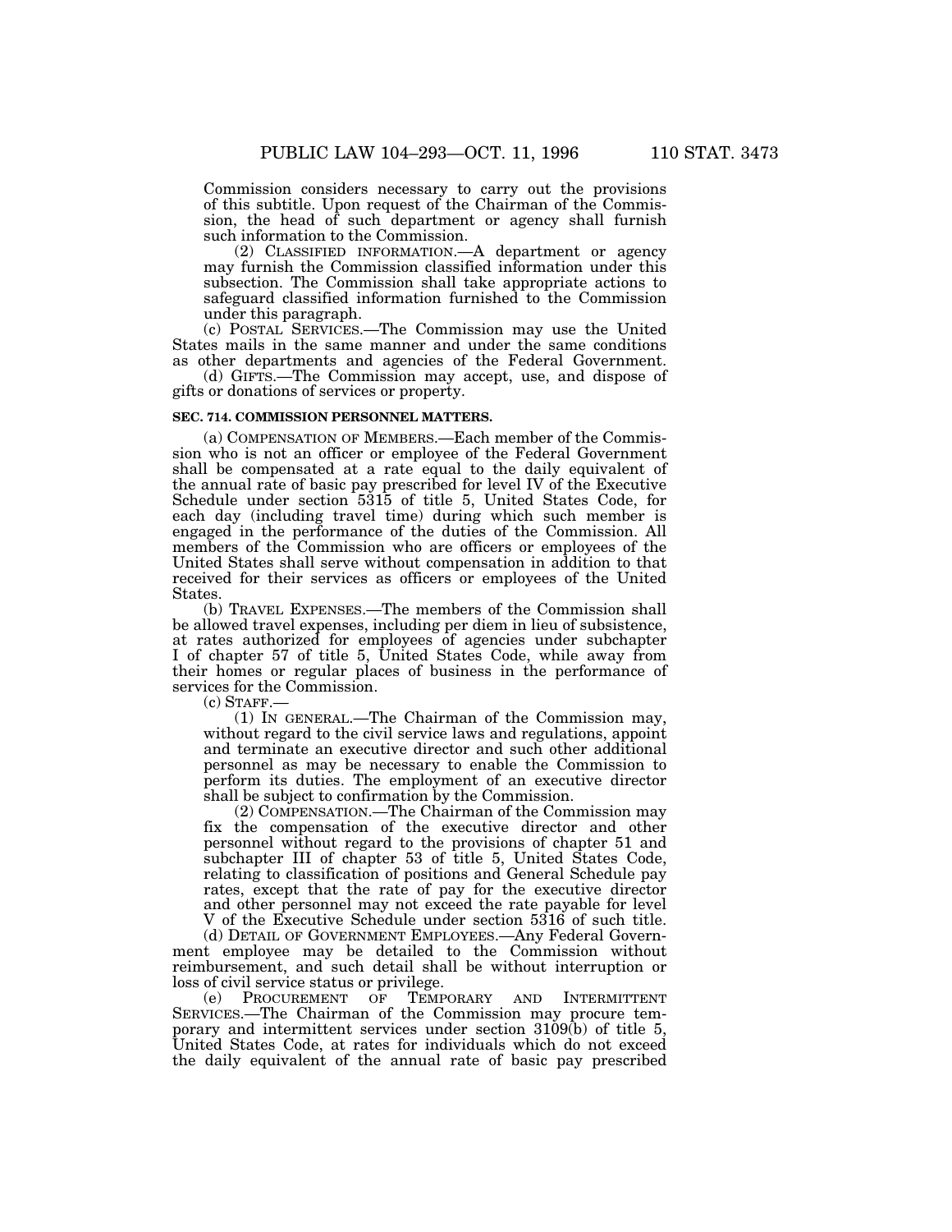Commission considers necessary to carry out the provisions of this subtitle. Upon request of the Chairman of the Commission, the head of such department or agency shall furnish such information to the Commission.

(2) CLASSIFIED INFORMATION.—A department or agency may furnish the Commission classified information under this subsection. The Commission shall take appropriate actions to safeguard classified information furnished to the Commission under this paragraph.

(c) POSTAL SERVICES.—The Commission may use the United States mails in the same manner and under the same conditions as other departments and agencies of the Federal Government.

(d) GIFTS.—The Commission may accept, use, and dispose of gifts or donations of services or property.

**SEC. 714. COMMISSION PERSONNEL MATTERS.**

(a) COMPENSATION OF MEMBERS.—Each member of the Commission who is not an officer or employee of the Federal Government shall be compensated at a rate equal to the daily equivalent of the annual rate of basic pay prescribed for level IV of the Executive Schedule under section 5315 of title 5, United States Code, for each day (including travel time) during which such member is engaged in the performance of the duties of the Commission. All members of the Commission who are officers or employees of the United States shall serve without compensation in addition to that received for their services as officers or employees of the United States.

(b) TRAVEL EXPENSES.—The members of the Commission shall be allowed travel expenses, including per diem in lieu of subsistence, at rates authorized for employees of agencies under subchapter I of chapter 57 of title 5, United States Code, while away from their homes or regular places of business in the performance of services for the Commission.

(c) STAFF.—

(1) IN GENERAL.—The Chairman of the Commission may, without regard to the civil service laws and regulations, appoint and terminate an executive director and such other additional personnel as may be necessary to enable the Commission to perform its duties. The employment of an executive director shall be subject to confirmation by the Commission.

(2) COMPENSATION.—The Chairman of the Commission may fix the compensation of the executive director and other personnel without regard to the provisions of chapter 51 and subchapter III of chapter 53 of title 5, United States Code, relating to classification of positions and General Schedule pay rates, except that the rate of pay for the executive director and other personnel may not exceed the rate payable for level V of the Executive Schedule under section 5316 of such title.

(d) DETAIL OF GOVERNMENT EMPLOYEES.—Any Federal Government employee may be detailed to the Commission without reimbursement, and such detail shall be without interruption or loss of civil service status or privilege.

(e) PROCUREMENT OF TEMPORARY AND INTERMITTENT SERVICES.—The Chairman of the Commission may procure temporary and intermittent services under section 3109(b) of title 5, United States Code, at rates for individuals which do not exceed the daily equivalent of the annual rate of basic pay prescribed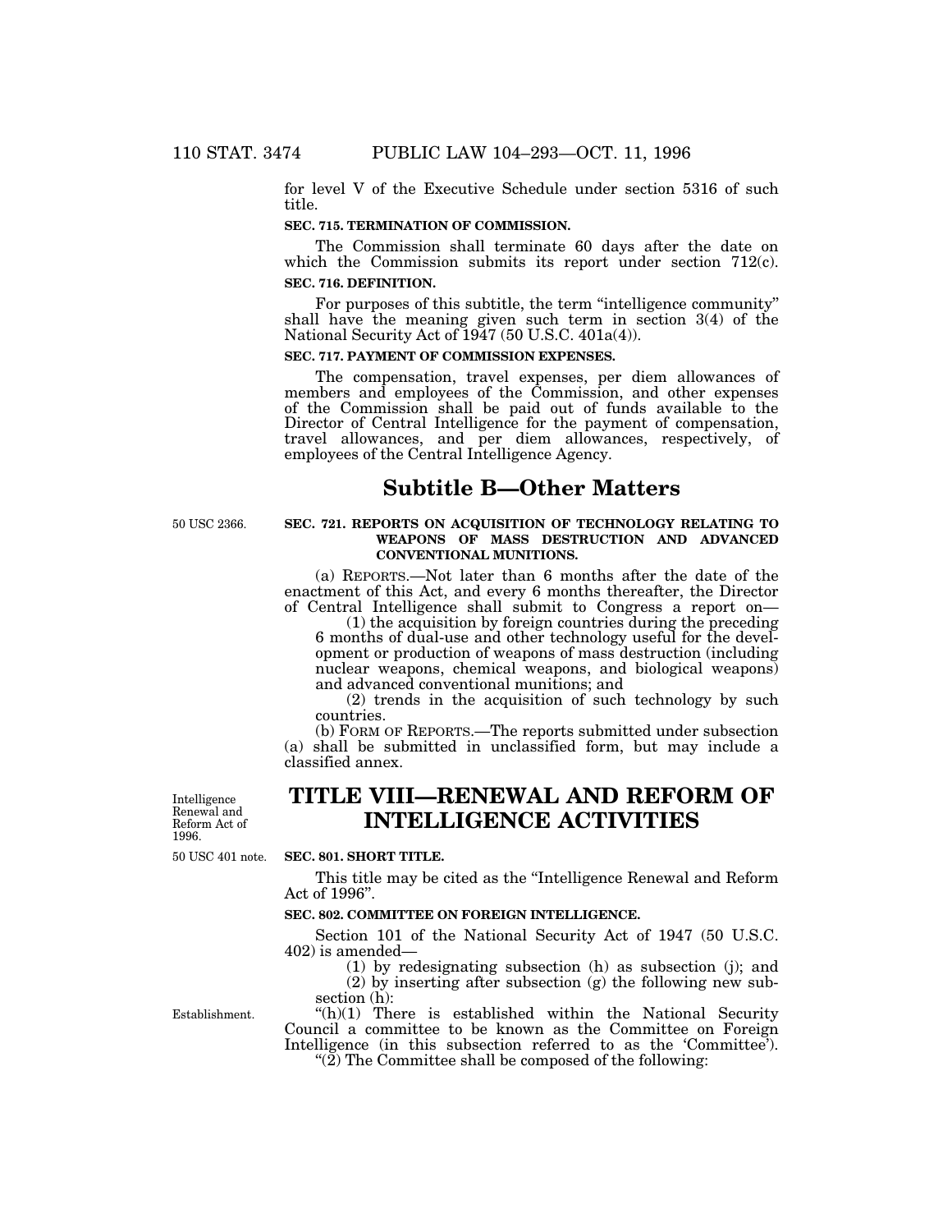for level V of the Executive Schedule under section 5316 of such title.

**SEC. 715. TERMINATION OF COMMISSION.**

The Commission shall terminate 60 days after the date on which the Commission submits its report under section 712(c).

**SEC. 716. DEFINITION.**

For purposes of this subtitle, the term "intelligence community" shall have the meaning given such term in section 3(4) of the National Security Act of 1947 (50 U.S.C. 401a(4)).

**SEC. 717. PAYMENT OF COMMISSION EXPENSES.**

The compensation, travel expenses, per diem allowances of members and employees of the Commission, and other expenses of the Commission shall be paid out of funds available to the Director of Central Intelligence for the payment of compensation, travel allowances, and per diem allowances, respectively, of employees of the Central Intelligence Agency.

## Subtitle B—Other Matters

50 USC 2366.

**SEC. 721. REPORTS ON ACQUISITION OF TECHNOLOGY RELATING TO WEAPONS OF MASS DESTRUCTION AND ADVANCED CONVENTIONAL MUNITIONS.**

(a) REPORTS.—Not later than 6 months after the date of the enactment of this Act, and every 6 months thereafter, the Director of Central Intelligence shall submit to Congress a report on—

(1) the acquisition by foreign countries during the preceding 6 months of dual-use and other technology useful for the development or production of weapons of mass destruction (including nuclear weapons, chemical weapons, and biological weapons) and advanced conventional munitions; and

(2) trends in the acquisition of such technology by such countries.

(b) FORM OF REPORTS.—The reports submitted under subsection (a) shall be submitted in unclassified form, but may include a classified annex.

Intelligence Renewal and Reform Act of 1996.

# TITLE VIII—RENEWAL AND REFORM OF INTELLIGENCE ACTIVITIES

50 USC 401 note.

**SEC. 801. SHORT TITLE.**

This title may be cited as the "Intelligence Renewal and Reform Act of 1996".

**SEC. 802. COMMITTEE ON FOREIGN INTELLIGENCE.**

Section 101 of the National Security Act of 1947 (50 U.S.C. 402) is amended—

(1) by redesignating subsection (h) as subsection (j); and

(2) by inserting after subsection (g) the following new subsection (h):

Establishment.

"(h)(1) There is established within the National Security Council a committee to be known as the Committee on Foreign Intelligence (in this subsection referred to as the 'Committee').

"(2) The Committee shall be composed of the following: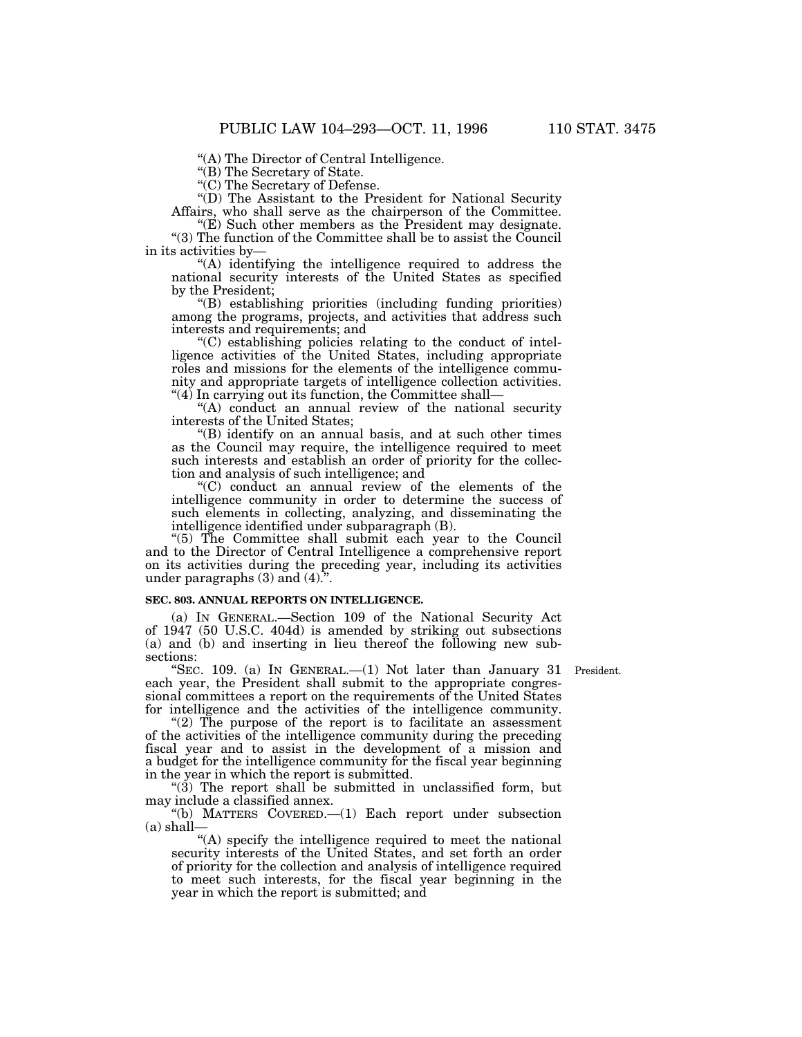"(A) The Director of Central Intelligence.

"(B) The Secretary of State.

"(C) The Secretary of Defense.

"(D) The Assistant to the President for National Security Affairs, who shall serve as the chairperson of the Committee.

"(E) Such other members as the President may designate.

"(3) The function of the Committee shall be to assist the Council in its activities by—

"(A) identifying the intelligence required to address the national security interests of the United States as specified by the President;

"(B) establishing priorities (including funding priorities) among the programs, projects, and activities that address such interests and requirements; and

"(C) establishing policies relating to the conduct of intelligence activities of the United States, including appropriate roles and missions for the elements of the intelligence community and appropriate targets of intelligence collection activities.

"(4) In carrying out its function, the Committee shall—

"(A) conduct an annual review of the national security interests of the United States;

"(B) identify on an annual basis, and at such other times as the Council may require, the intelligence required to meet such interests and establish an order of priority for the collection and analysis of such intelligence; and

"(C) conduct an annual review of the elements of the intelligence community in order to determine the success of such elements in collecting, analyzing, and disseminating the intelligence identified under subparagraph (B).

"(5) The Committee shall submit each year to the Council and to the Director of Central Intelligence a comprehensive report on its activities during the preceding year, including its activities under paragraphs (3) and (4).".

**SEC. 803. ANNUAL REPORTS ON INTELLIGENCE.**

(a) IN GENERAL.—Section 109 of the National Security Act of 1947 (50 U.S.C. 404d) is amended by striking out subsections (a) and (b) and inserting in lieu thereof the following new subsections:

President.

"SEC. 109. (a) IN GENERAL.—(1) Not later than January 31 each year, the President shall submit to the appropriate congressional committees a report on the requirements of the United States for intelligence and the activities of the intelligence community.

"(2) The purpose of the report is to facilitate an assessment of the activities of the intelligence community during the preceding fiscal year and to assist in the development of a mission and a budget for the intelligence community for the fiscal year beginning in the year in which the report is submitted.

"(3) The report shall be submitted in unclassified form, but may include a classified annex.

"(b) MATTERS COVERED.—(1) Each report under subsection (a) shall—

"(A) specify the intelligence required to meet the national security interests of the United States, and set forth an order of priority for the collection and analysis of intelligence required to meet such interests, for the fiscal year beginning in the year in which the report is submitted; and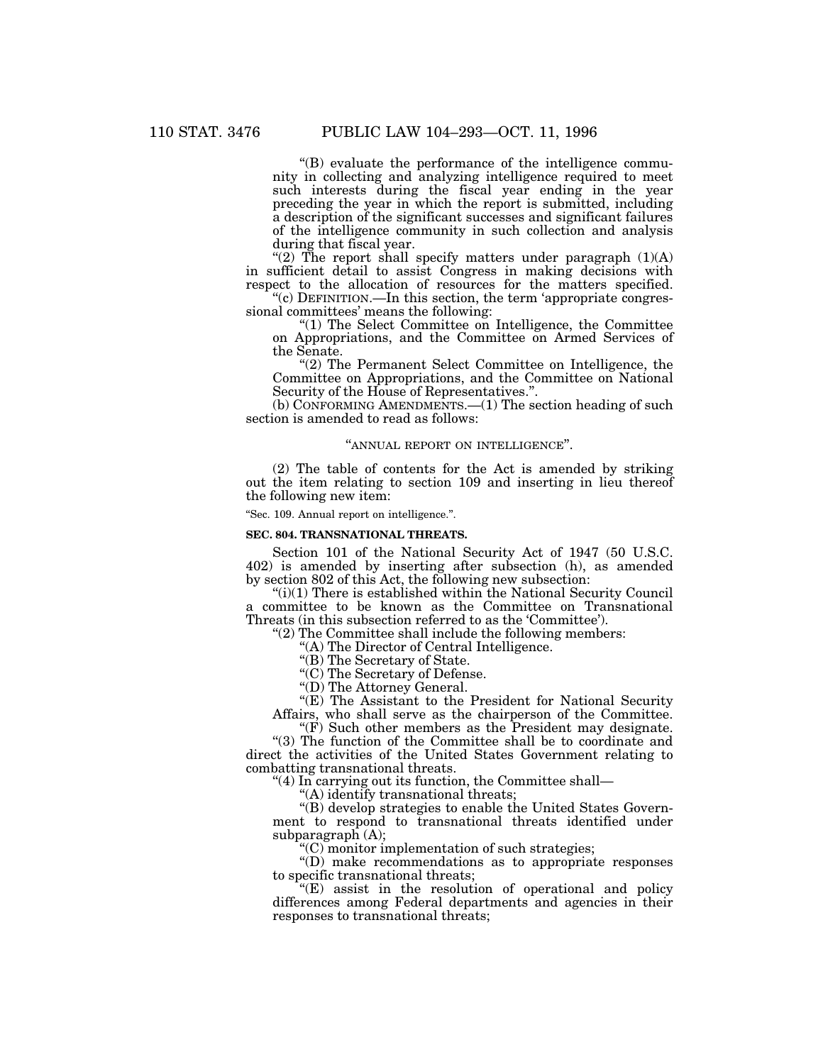"(B) evaluate the performance of the intelligence community in collecting and analyzing intelligence required to meet such interests during the fiscal year ending in the year preceding the year in which the report is submitted, including a description of the significant successes and significant failures of the intelligence community in such collection and analysis during that fiscal year.

"(2) The report shall specify matters under paragraph (1)(A) in sufficient detail to assist Congress in making decisions with respect to the allocation of resources for the matters specified.

"(c) DEFINITION.—In this section, the term 'appropriate congressional committees' means the following:

"(1) The Select Committee on Intelligence, the Committee on Appropriations, and the Committee on Armed Services of the Senate.

"(2) The Permanent Select Committee on Intelligence, the Committee on Appropriations, and the Committee on National Security of the House of Representatives.".

(b) CONFORMING AMENDMENTS.—(1) The section heading of such section is amended to read as follows:

"ANNUAL REPORT ON INTELLIGENCE".

(2) The table of contents for the Act is amended by striking out the item relating to section 109 and inserting in lieu thereof the following new item:

"Sec. 109. Annual report on intelligence.".

**SEC. 804. TRANSNATIONAL THREATS.**

Section 101 of the National Security Act of 1947 (50 U.S.C. 402) is amended by inserting after subsection (h), as amended by section 802 of this Act, the following new subsection:

"(i)(1) There is established within the National Security Council a committee to be known as the Committee on Transnational Threats (in this subsection referred to as the 'Committee').

"(2) The Committee shall include the following members:

"(A) The Director of Central Intelligence.

"(B) The Secretary of State.

"(C) The Secretary of Defense.

"(D) The Attorney General.

"(E) The Assistant to the President for National Security Affairs, who shall serve as the chairperson of the Committee.

"(F) Such other members as the President may designate.

"(3) The function of the Committee shall be to coordinate and direct the activities of the United States Government relating to combatting transnational threats.

"(4) In carrying out its function, the Committee shall—

"(A) identify transnational threats;

"(B) develop strategies to enable the United States Government to respond to transnational threats identified under subparagraph (A);

"(C) monitor implementation of such strategies;

"(D) make recommendations as to appropriate responses to specific transnational threats;

"(E) assist in the resolution of operational and policy differences among Federal departments and agencies in their responses to transnational threats;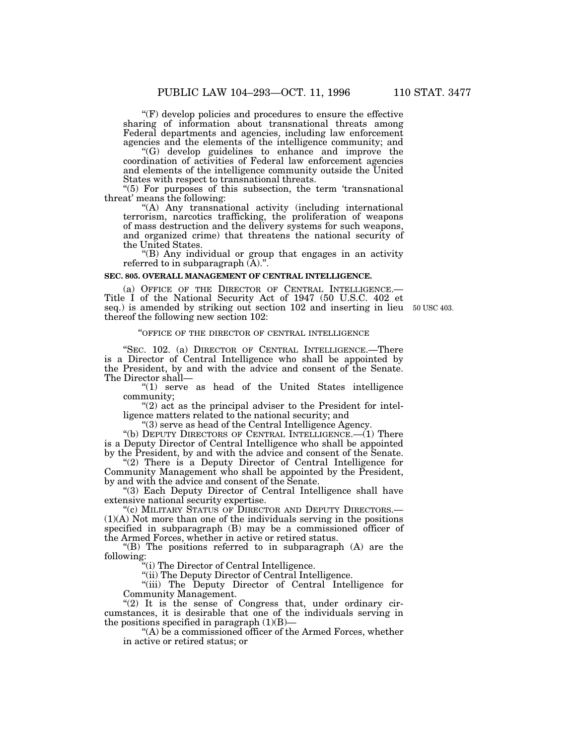"(F) develop policies and procedures to ensure the effective sharing of information about transnational threats among Federal departments and agencies, including law enforcement agencies and the elements of the intelligence community; and

"(G) develop guidelines to enhance and improve the coordination of activities of Federal law enforcement agencies and elements of the intelligence community outside the United States with respect to transnational threats.

"(5) For purposes of this subsection, the term 'transnational threat' means the following:

"(A) Any transnational activity (including international terrorism, narcotics trafficking, the proliferation of weapons of mass destruction and the delivery systems for such weapons, and organized crime) that threatens the national security of the United States.

"(B) Any individual or group that engages in an activity referred to in subparagraph (A).".

**SEC. 805. OVERALL MANAGEMENT OF CENTRAL INTELLIGENCE.**

(a) OFFICE OF THE DIRECTOR OF CENTRAL INTELLIGENCE.—Title I of the National Security Act of 1947 (50 U.S.C. 402 et seq.) is amended by striking out section 102 and inserting in lieu thereof the following new section 102:

50 USC 403.

"OFFICE OF THE DIRECTOR OF CENTRAL INTELLIGENCE

"SEC. 102. (a) DIRECTOR OF CENTRAL INTELLIGENCE.—There is a Director of Central Intelligence who shall be appointed by the President, by and with the advice and consent of the Senate. The Director shall—

"(1) serve as head of the United States intelligence community;

"(2) act as the principal adviser to the President for intelligence matters related to the national security; and

"(3) serve as head of the Central Intelligence Agency.

"(b) DEPUTY DIRECTORS OF CENTRAL INTELLIGENCE.—(1) There is a Deputy Director of Central Intelligence who shall be appointed by the President, by and with the advice and consent of the Senate.

"(2) There is a Deputy Director of Central Intelligence for Community Management who shall be appointed by the President, by and with the advice and consent of the Senate.

"(3) Each Deputy Director of Central Intelligence shall have extensive national security expertise.

"(c) MILITARY STATUS OF DIRECTOR AND DEPUTY DIRECTORS.—(1)(A) Not more than one of the individuals serving in the positions specified in subparagraph (B) may be a commissioned officer of the Armed Forces, whether in active or retired status.

"(B) The positions referred to in subparagraph (A) are the following:

"(i) The Director of Central Intelligence.

"(ii) The Deputy Director of Central Intelligence.

"(iii) The Deputy Director of Central Intelligence for Community Management.

"(2) It is the sense of Congress that, under ordinary circumstances, it is desirable that one of the individuals serving in the positions specified in paragraph (1)(B)—

"(A) be a commissioned officer of the Armed Forces, whether in active or retired status; or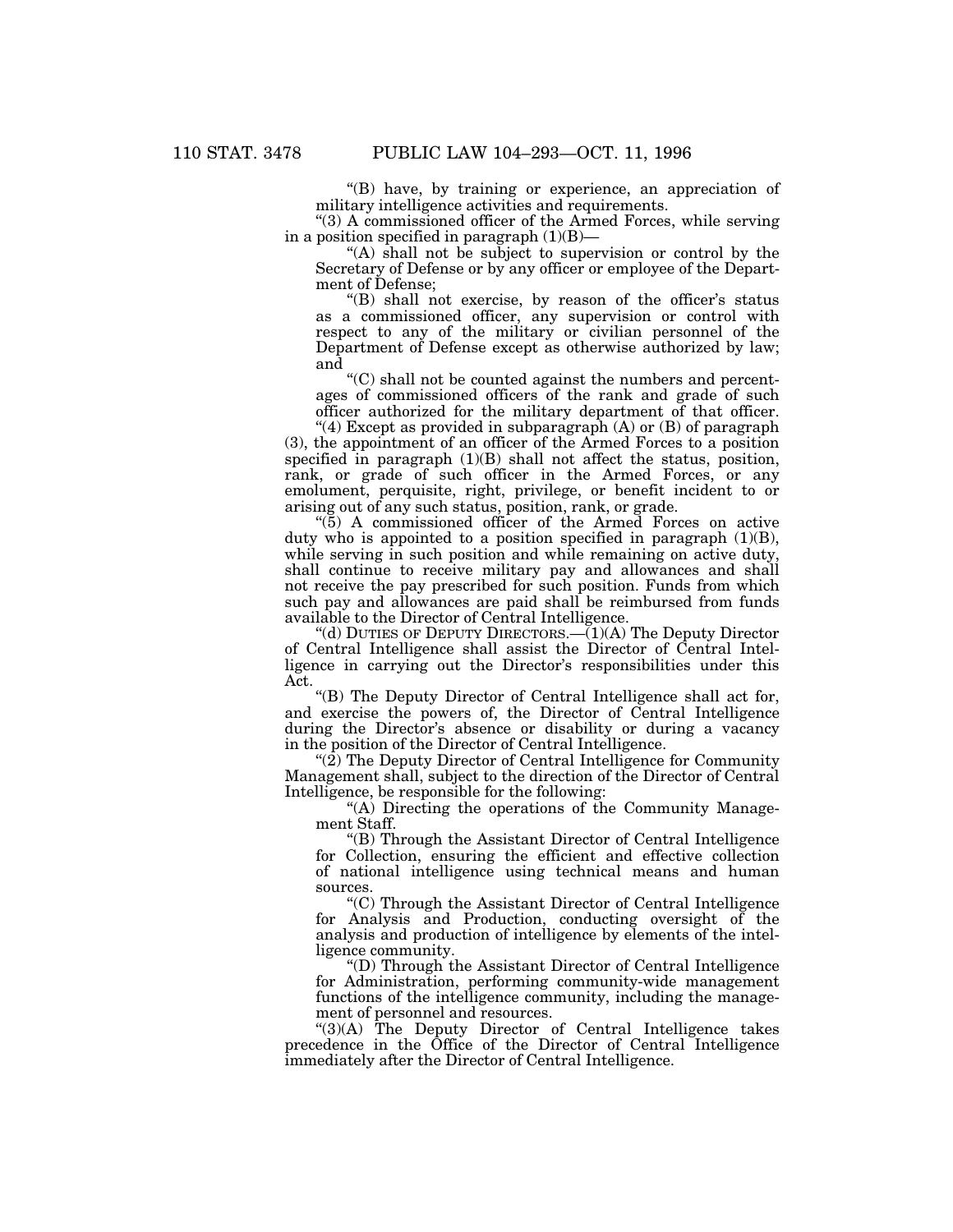"(B) have, by training or experience, an appreciation of military intelligence activities and requirements.

"(3) A commissioned officer of the Armed Forces, while serving in a position specified in paragraph (1)(B)—

"(A) shall not be subject to supervision or control by the Secretary of Defense or by any officer or employee of the Department of Defense;

"(B) shall not exercise, by reason of the officer's status as a commissioned officer, any supervision or control with respect to any of the military or civilian personnel of the Department of Defense except as otherwise authorized by law; and

"(C) shall not be counted against the numbers and percentages of commissioned officers of the rank and grade of such officer authorized for the military department of that officer.

"(4) Except as provided in subparagraph (A) or (B) of paragraph (3), the appointment of an officer of the Armed Forces to a position specified in paragraph (1)(B) shall not affect the status, position, rank, or grade of such officer in the Armed Forces, or any emolument, perquisite, right, privilege, or benefit incident to or arising out of any such status, position, rank, or grade.

"(5) A commissioned officer of the Armed Forces on active duty who is appointed to a position specified in paragraph (1)(B), while serving in such position and while remaining on active duty, shall continue to receive military pay and allowances and shall not receive the pay prescribed for such position. Funds from which such pay and allowances are paid shall be reimbursed from funds available to the Director of Central Intelligence.

"(d) DUTIES OF DEPUTY DIRECTORS.—(1)(A) The Deputy Director of Central Intelligence shall assist the Director of Central Intelligence in carrying out the Director's responsibilities under this Act.

"(B) The Deputy Director of Central Intelligence shall act for, and exercise the powers of, the Director of Central Intelligence during the Director's absence or disability or during a vacancy in the position of the Director of Central Intelligence.

"(2) The Deputy Director of Central Intelligence for Community Management shall, subject to the direction of the Director of Central Intelligence, be responsible for the following:

"(A) Directing the operations of the Community Management Staff.

"(B) Through the Assistant Director of Central Intelligence for Collection, ensuring the efficient and effective collection of national intelligence using technical means and human sources.

"(C) Through the Assistant Director of Central Intelligence for Analysis and Production, conducting oversight of the analysis and production of intelligence by elements of the intelligence community.

"(D) Through the Assistant Director of Central Intelligence for Administration, performing community-wide management functions of the intelligence community, including the management of personnel and resources.

"(3)(A) The Deputy Director of Central Intelligence takes precedence in the Office of the Director of Central Intelligence immediately after the Director of Central Intelligence.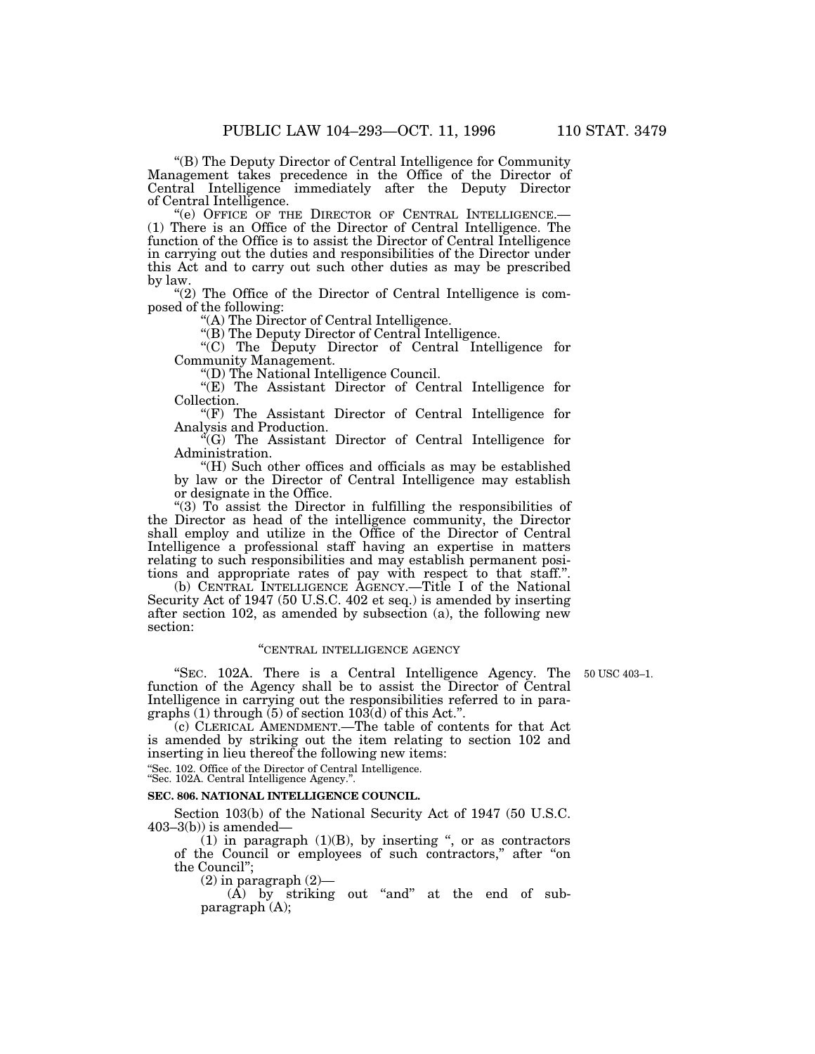"(B) The Deputy Director of Central Intelligence for Community Management takes precedence in the Office of the Director of Central Intelligence immediately after the Deputy Director of Central Intelligence.

"(e) OFFICE OF THE DIRECTOR OF CENTRAL INTELLIGENCE.—(1) There is an Office of the Director of Central Intelligence. The function of the Office is to assist the Director of Central Intelligence in carrying out the duties and responsibilities of the Director under this Act and to carry out such other duties as may be prescribed by law.

"(2) The Office of the Director of Central Intelligence is composed of the following:

"(A) The Director of Central Intelligence.

"(B) The Deputy Director of Central Intelligence.

"(C) The Deputy Director of Central Intelligence for Community Management.

"(D) The National Intelligence Council.

"(E) The Assistant Director of Central Intelligence for Collection.

"(F) The Assistant Director of Central Intelligence for Analysis and Production.

"(G) The Assistant Director of Central Intelligence for Administration.

"(H) Such other offices and officials as may be established by law or the Director of Central Intelligence may establish or designate in the Office.

"(3) To assist the Director in fulfilling the responsibilities of the Director as head of the intelligence community, the Director shall employ and utilize in the Office of the Director of Central Intelligence a professional staff having an expertise in matters relating to such responsibilities and may establish permanent positions and appropriate rates of pay with respect to that staff.".

(b) CENTRAL INTELLIGENCE AGENCY.—Title I of the National Security Act of 1947 (50 U.S.C. 402 et seq.) is amended by inserting after section 102, as amended by subsection (a), the following new section:

"CENTRAL INTELLIGENCE AGENCY

"SEC. 102A. There is a Central Intelligence Agency. The function of the Agency shall be to assist the Director of Central Intelligence in carrying out the responsibilities referred to in paragraphs (1) through (5) of section 103(d) of this Act.".

50 USC 403–1.

(c) CLERICAL AMENDMENT.—The table of contents for that Act is amended by striking out the item relating to section 102 and inserting in lieu thereof the following new items:

"Sec. 102. Office of the Director of Central Intelligence.
"Sec. 102A. Central Intelligence Agency.".

**SEC. 806. NATIONAL INTELLIGENCE COUNCIL.**

Section 103(b) of the National Security Act of 1947 (50 U.S.C. 403–3(b)) is amended—

(1) in paragraph (1)(B), by inserting ", or as contractors of the Council or employees of such contractors," after "on the Council";

(2) in paragraph (2)—

(A) by striking out "and" at the end of subparagraph (A);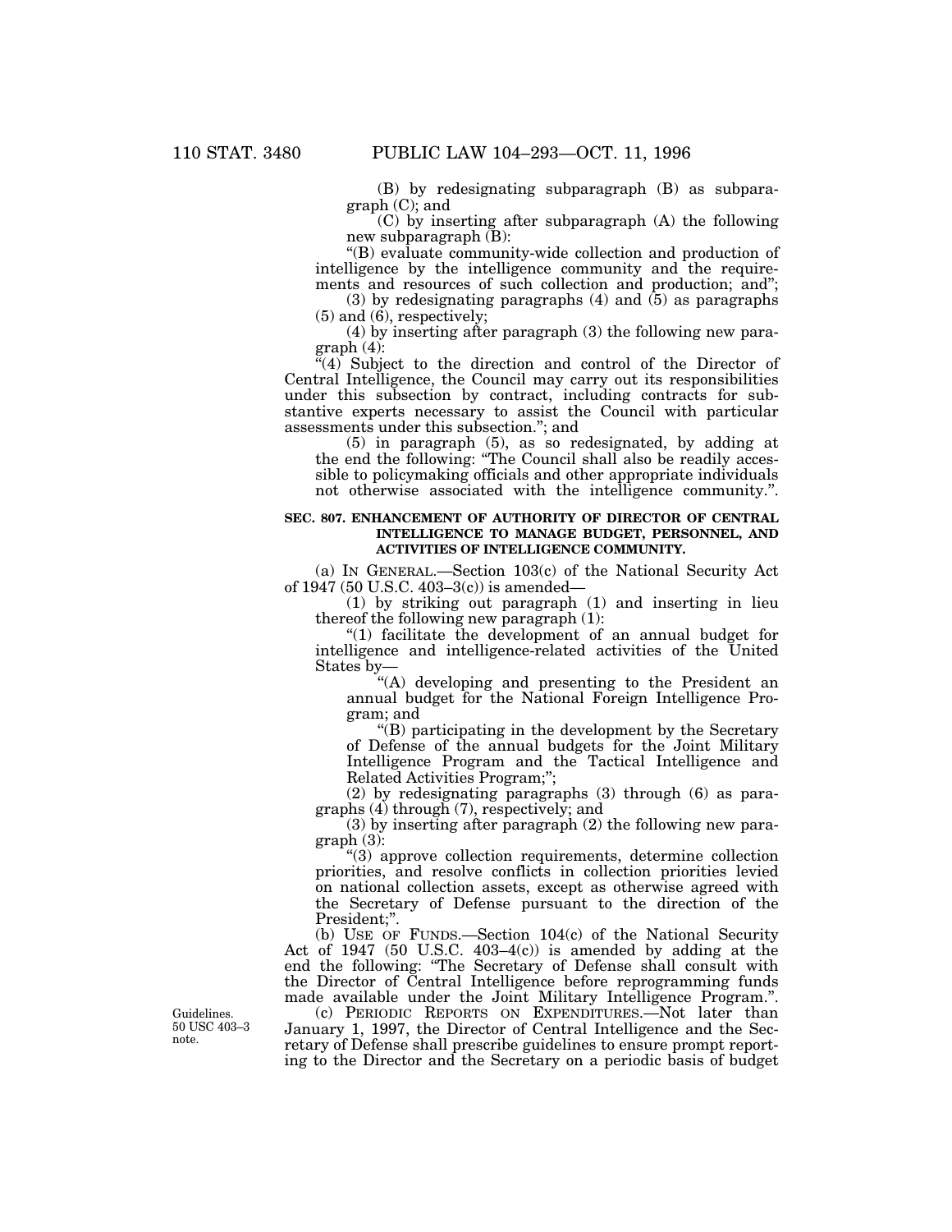(B) by redesignating subparagraph (B) as subparagraph (C); and

(C) by inserting after subparagraph (A) the following new subparagraph (B):

"(B) evaluate community-wide collection and production of intelligence by the intelligence community and the requirements and resources of such collection and production; and";

(3) by redesignating paragraphs (4) and (5) as paragraphs (5) and (6), respectively;

(4) by inserting after paragraph (3) the following new paragraph (4):

"(4) Subject to the direction and control of the Director of Central Intelligence, the Council may carry out its responsibilities under this subsection by contract, including contracts for substantive experts necessary to assist the Council with particular assessments under this subsection."; and

(5) in paragraph (5), as so redesignated, by adding at the end the following: "The Council shall also be readily accessible to policymaking officials and other appropriate individuals not otherwise associated with the intelligence community.".

**SEC. 807. ENHANCEMENT OF AUTHORITY OF DIRECTOR OF CENTRAL INTELLIGENCE TO MANAGE BUDGET, PERSONNEL, AND ACTIVITIES OF INTELLIGENCE COMMUNITY.**

(a) IN GENERAL.—Section 103(c) of the National Security Act of 1947 (50 U.S.C. 403–3(c)) is amended—

(1) by striking out paragraph (1) and inserting in lieu thereof the following new paragraph (1):

"(1) facilitate the development of an annual budget for intelligence and intelligence-related activities of the United States by—

"(A) developing and presenting to the President an annual budget for the National Foreign Intelligence Program; and

"(B) participating in the development by the Secretary of Defense of the annual budgets for the Joint Military Intelligence Program and the Tactical Intelligence and Related Activities Program;";

(2) by redesignating paragraphs (3) through (6) as paragraphs (4) through (7), respectively; and

(3) by inserting after paragraph (2) the following new paragraph (3):

"(3) approve collection requirements, determine collection priorities, and resolve conflicts in collection priorities levied on national collection assets, except as otherwise agreed with the Secretary of Defense pursuant to the direction of the President;".

(b) USE OF FUNDS.—Section 104(c) of the National Security Act of 1947 (50 U.S.C. 403–4(c)) is amended by adding at the end the following: "The Secretary of Defense shall consult with the Director of Central Intelligence before reprogramming funds made available under the Joint Military Intelligence Program.".

Guidelines. 50 USC 403–3 note.

(c) PERIODIC REPORTS ON EXPENDITURES.—Not later than January 1, 1997, the Director of Central Intelligence and the Secretary of Defense shall prescribe guidelines to ensure prompt reporting to the Director and the Secretary on a periodic basis of budget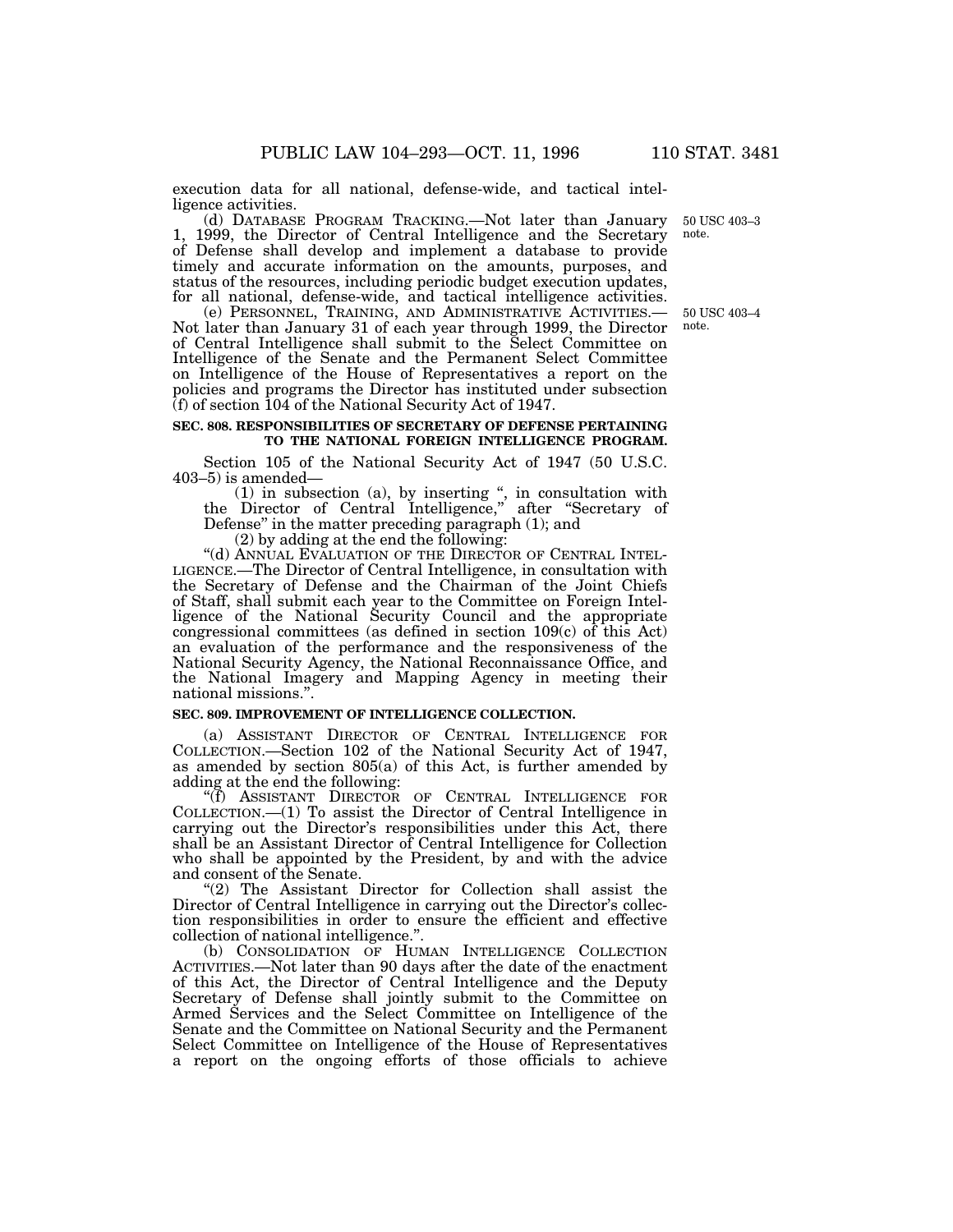execution data for all national, defense-wide, and tactical intelligence activities.

(d) DATABASE PROGRAM TRACKING.—Not later than January 1, 1999, the Director of Central Intelligence and the Secretary of Defense shall develop and implement a database to provide timely and accurate information on the amounts, purposes, and status of the resources, including periodic budget execution updates, for all national, defense-wide, and tactical intelligence activities.

50 USC 403–3 note.

(e) PERSONNEL, TRAINING, AND ADMINISTRATIVE ACTIVITIES.—Not later than January 31 of each year through 1999, the Director of Central Intelligence shall submit to the Select Committee on Intelligence of the Senate and the Permanent Select Committee on Intelligence of the House of Representatives a report on the policies and programs the Director has instituted under subsection (f) of section 104 of the National Security Act of 1947.

50 USC 403–4 note.

**SEC. 808. RESPONSIBILITIES OF SECRETARY OF DEFENSE PERTAINING TO THE NATIONAL FOREIGN INTELLIGENCE PROGRAM.**

Section 105 of the National Security Act of 1947 (50 U.S.C. 403–5) is amended—

(1) in subsection (a), by inserting ", in consultation with the Director of Central Intelligence," after "Secretary of Defense" in the matter preceding paragraph (1); and

(2) by adding at the end the following:

"(d) ANNUAL EVALUATION OF THE DIRECTOR OF CENTRAL INTELLIGENCE.—The Director of Central Intelligence, in consultation with the Secretary of Defense and the Chairman of the Joint Chiefs of Staff, shall submit each year to the Committee on Foreign Intelligence of the National Security Council and the appropriate congressional committees (as defined in section 109(c) of this Act) an evaluation of the performance and the responsiveness of the National Security Agency, the National Reconnaissance Office, and the National Imagery and Mapping Agency in meeting their national missions.".

**SEC. 809. IMPROVEMENT OF INTELLIGENCE COLLECTION.**

(a) ASSISTANT DIRECTOR OF CENTRAL INTELLIGENCE FOR COLLECTION.—Section 102 of the National Security Act of 1947, as amended by section 805(a) of this Act, is further amended by adding at the end the following:

"(f) ASSISTANT DIRECTOR OF CENTRAL INTELLIGENCE FOR COLLECTION.—(1) To assist the Director of Central Intelligence in carrying out the Director's responsibilities under this Act, there shall be an Assistant Director of Central Intelligence for Collection who shall be appointed by the President, by and with the advice and consent of the Senate.

"(2) The Assistant Director for Collection shall assist the Director of Central Intelligence in carrying out the Director's collection responsibilities in order to ensure the efficient and effective collection of national intelligence.".

(b) CONSOLIDATION OF HUMAN INTELLIGENCE COLLECTION ACTIVITIES.—Not later than 90 days after the date of the enactment of this Act, the Director of Central Intelligence and the Deputy Secretary of Defense shall jointly submit to the Committee on Armed Services and the Select Committee on Intelligence of the Senate and the Committee on National Security and the Permanent Select Committee on Intelligence of the House of Representatives a report on the ongoing efforts of those officials to achieve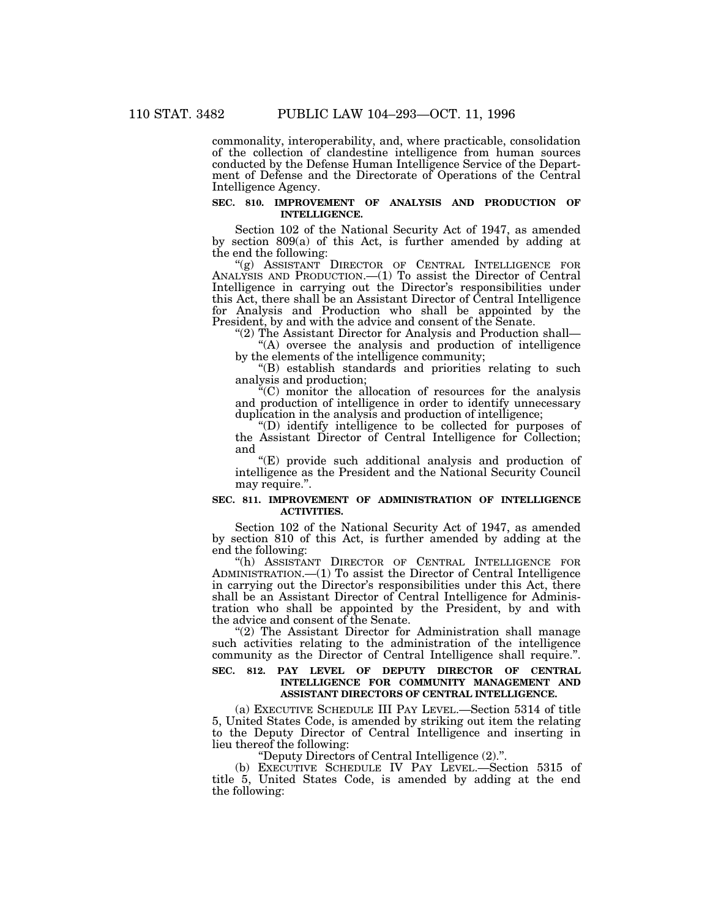commonality, interoperability, and, where practicable, consolidation of the collection of clandestine intelligence from human sources conducted by the Defense Human Intelligence Service of the Department of Defense and the Directorate of Operations of the Central Intelligence Agency.

### SEC. 810. IMPROVEMENT OF ANALYSIS AND PRODUCTION OF INTELLIGENCE.

Section 102 of the National Security Act of 1947, as amended by section 809(a) of this Act, is further amended by adding at the end the following:

"(g) ASSISTANT DIRECTOR OF CENTRAL INTELLIGENCE FOR ANALYSIS AND PRODUCTION.—(1) To assist the Director of Central Intelligence in carrying out the Director's responsibilities under this Act, there shall be an Assistant Director of Central Intelligence for Analysis and Production who shall be appointed by the President, by and with the advice and consent of the Senate.

"(2) The Assistant Director for Analysis and Production shall—

"(A) oversee the analysis and production of intelligence by the elements of the intelligence community;

"(B) establish standards and priorities relating to such analysis and production;

"(C) monitor the allocation of resources for the analysis and production of intelligence in order to identify unnecessary duplication in the analysis and production of intelligence;

"(D) identify intelligence to be collected for purposes of the Assistant Director of Central Intelligence for Collection; and

"(E) provide such additional analysis and production of intelligence as the President and the National Security Council may require.".

### SEC. 811. IMPROVEMENT OF ADMINISTRATION OF INTELLIGENCE ACTIVITIES.

Section 102 of the National Security Act of 1947, as amended by section 810 of this Act, is further amended by adding at the end the following:

"(h) ASSISTANT DIRECTOR OF CENTRAL INTELLIGENCE FOR ADMINISTRATION.—(1) To assist the Director of Central Intelligence in carrying out the Director's responsibilities under this Act, there shall be an Assistant Director of Central Intelligence for Administration who shall be appointed by the President, by and with the advice and consent of the Senate.

"(2) The Assistant Director for Administration shall manage such activities relating to the administration of the intelligence community as the Director of Central Intelligence shall require.".

### SEC. 812. PAY LEVEL OF DEPUTY DIRECTOR OF CENTRAL INTELLIGENCE FOR COMMUNITY MANAGEMENT AND ASSISTANT DIRECTORS OF CENTRAL INTELLIGENCE.

(a) EXECUTIVE SCHEDULE III PAY LEVEL.—Section 5314 of title 5, United States Code, is amended by striking out item the relating to the Deputy Director of Central Intelligence and inserting in lieu thereof the following:

"Deputy Directors of Central Intelligence (2).".

(b) EXECUTIVE SCHEDULE IV PAY LEVEL.—Section 5315 of title 5, United States Code, is amended by adding at the end the following: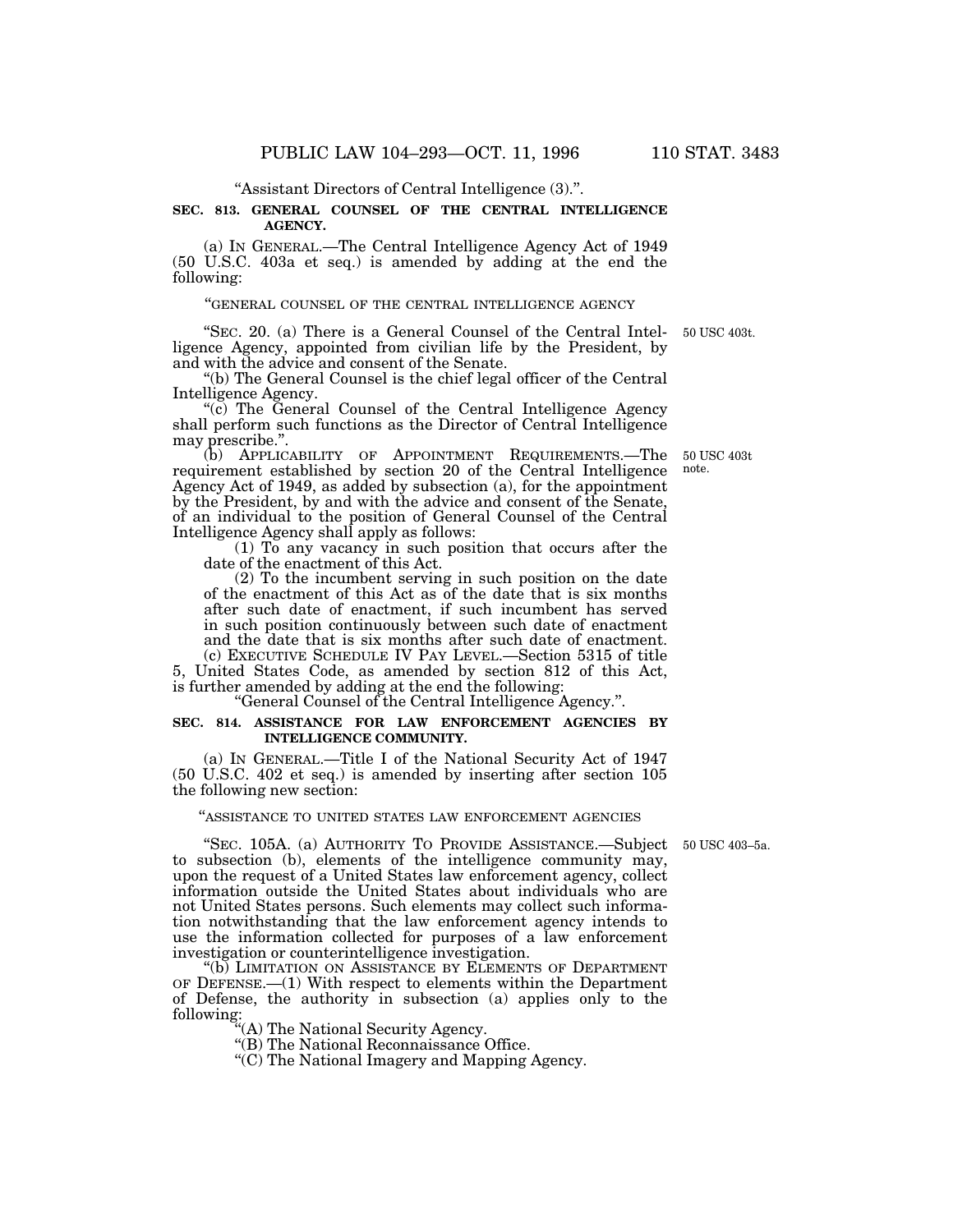"Assistant Directors of Central Intelligence (3).".

**SEC. 813. GENERAL COUNSEL OF THE CENTRAL INTELLIGENCE AGENCY.**

(a) IN GENERAL.—The Central Intelligence Agency Act of 1949 (50 U.S.C. 403a et seq.) is amended by adding at the end the following:

"GENERAL COUNSEL OF THE CENTRAL INTELLIGENCE AGENCY

50 USC 403t.

"SEC. 20. (a) There is a General Counsel of the Central Intelligence Agency, appointed from civilian life by the President, by and with the advice and consent of the Senate.

"(b) The General Counsel is the chief legal officer of the Central Intelligence Agency.

"(c) The General Counsel of the Central Intelligence Agency shall perform such functions as the Director of Central Intelligence may prescribe.".

50 USC 403t note.

(b) APPLICABILITY OF APPOINTMENT REQUIREMENTS.—The requirement established by section 20 of the Central Intelligence Agency Act of 1949, as added by subsection (a), for the appointment by the President, by and with the advice and consent of the Senate, of an individual to the position of General Counsel of the Central Intelligence Agency shall apply as follows:

(1) To any vacancy in such position that occurs after the date of the enactment of this Act.

(2) To the incumbent serving in such position on the date of the enactment of this Act as of the date that is six months after such date of enactment, if such incumbent has served in such position continuously between such date of enactment and the date that is six months after such date of enactment.

(c) EXECUTIVE SCHEDULE IV PAY LEVEL.—Section 5315 of title 5, United States Code, as amended by section 812 of this Act, is further amended by adding at the end the following:

"General Counsel of the Central Intelligence Agency.".

**SEC. 814. ASSISTANCE FOR LAW ENFORCEMENT AGENCIES BY INTELLIGENCE COMMUNITY.**

(a) IN GENERAL.—Title I of the National Security Act of 1947 (50 U.S.C. 402 et seq.) is amended by inserting after section 105 the following new section:

"ASSISTANCE TO UNITED STATES LAW ENFORCEMENT AGENCIES

50 USC 403–5a.

"SEC. 105A. (a) AUTHORITY TO PROVIDE ASSISTANCE.—Subject to subsection (b), elements of the intelligence community may, upon the request of a United States law enforcement agency, collect information outside the United States about individuals who are not United States persons. Such elements may collect such information notwithstanding that the law enforcement agency intends to use the information collected for purposes of a law enforcement investigation or counterintelligence investigation.

"(b) LIMITATION ON ASSISTANCE BY ELEMENTS OF DEPARTMENT OF DEFENSE.—(1) With respect to elements within the Department of Defense, the authority in subsection (a) applies only to the following:

"(A) The National Security Agency.

"(B) The National Reconnaissance Office.

"(C) The National Imagery and Mapping Agency.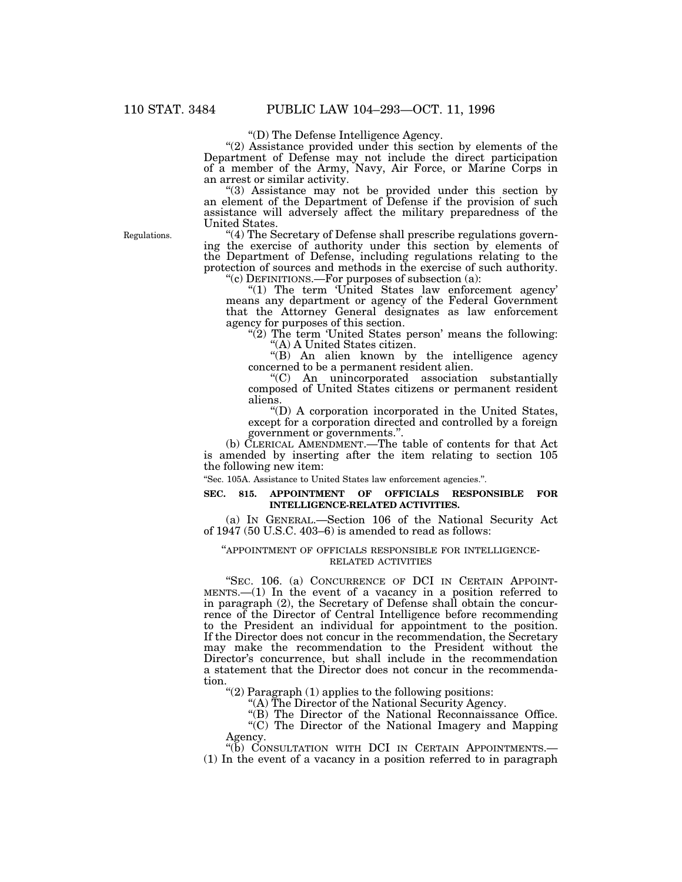"(D) The Defense Intelligence Agency.

"(2) Assistance provided under this section by elements of the Department of Defense may not include the direct participation of a member of the Army, Navy, Air Force, or Marine Corps in an arrest or similar activity.

"(3) Assistance may not be provided under this section by an element of the Department of Defense if the provision of such assistance will adversely affect the military preparedness of the United States.

Regulations.

"(4) The Secretary of Defense shall prescribe regulations governing the exercise of authority under this section by elements of the Department of Defense, including regulations relating to the protection of sources and methods in the exercise of such authority.

"(c) DEFINITIONS.—For purposes of subsection (a):

"(1) The term 'United States law enforcement agency' means any department or agency of the Federal Government that the Attorney General designates as law enforcement agency for purposes of this section.

"(2) The term 'United States person' means the following:

"(A) A United States citizen.

"(B) An alien known by the intelligence agency concerned to be a permanent resident alien.

"(C) An unincorporated association substantially composed of United States citizens or permanent resident aliens.

"(D) A corporation incorporated in the United States, except for a corporation directed and controlled by a foreign government or governments.".

(b) CLERICAL AMENDMENT.—The table of contents for that Act is amended by inserting after the item relating to section 105 the following new item:

"Sec. 105A. Assistance to United States law enforcement agencies.".

**SEC. 815. APPOINTMENT OF OFFICIALS RESPONSIBLE FOR INTELLIGENCE-RELATED ACTIVITIES.**

(a) IN GENERAL.—Section 106 of the National Security Act of 1947 (50 U.S.C. 403–6) is amended to read as follows:

"APPOINTMENT OF OFFICIALS RESPONSIBLE FOR INTELLIGENCE-RELATED ACTIVITIES

"SEC. 106. (a) CONCURRENCE OF DCI IN CERTAIN APPOINTMENTS.—(1) In the event of a vacancy in a position referred to in paragraph (2), the Secretary of Defense shall obtain the concurrence of the Director of Central Intelligence before recommending to the President an individual for appointment to the position. If the Director does not concur in the recommendation, the Secretary may make the recommendation to the President without the Director's concurrence, but shall include in the recommendation a statement that the Director does not concur in the recommendation.

"(2) Paragraph (1) applies to the following positions:

"(A) The Director of the National Security Agency.

"(B) The Director of the National Reconnaissance Office.

"(C) The Director of the National Imagery and Mapping Agency.

"(b) CONSULTATION WITH DCI IN CERTAIN APPOINTMENTS.—(1) In the event of a vacancy in a position referred to in paragraph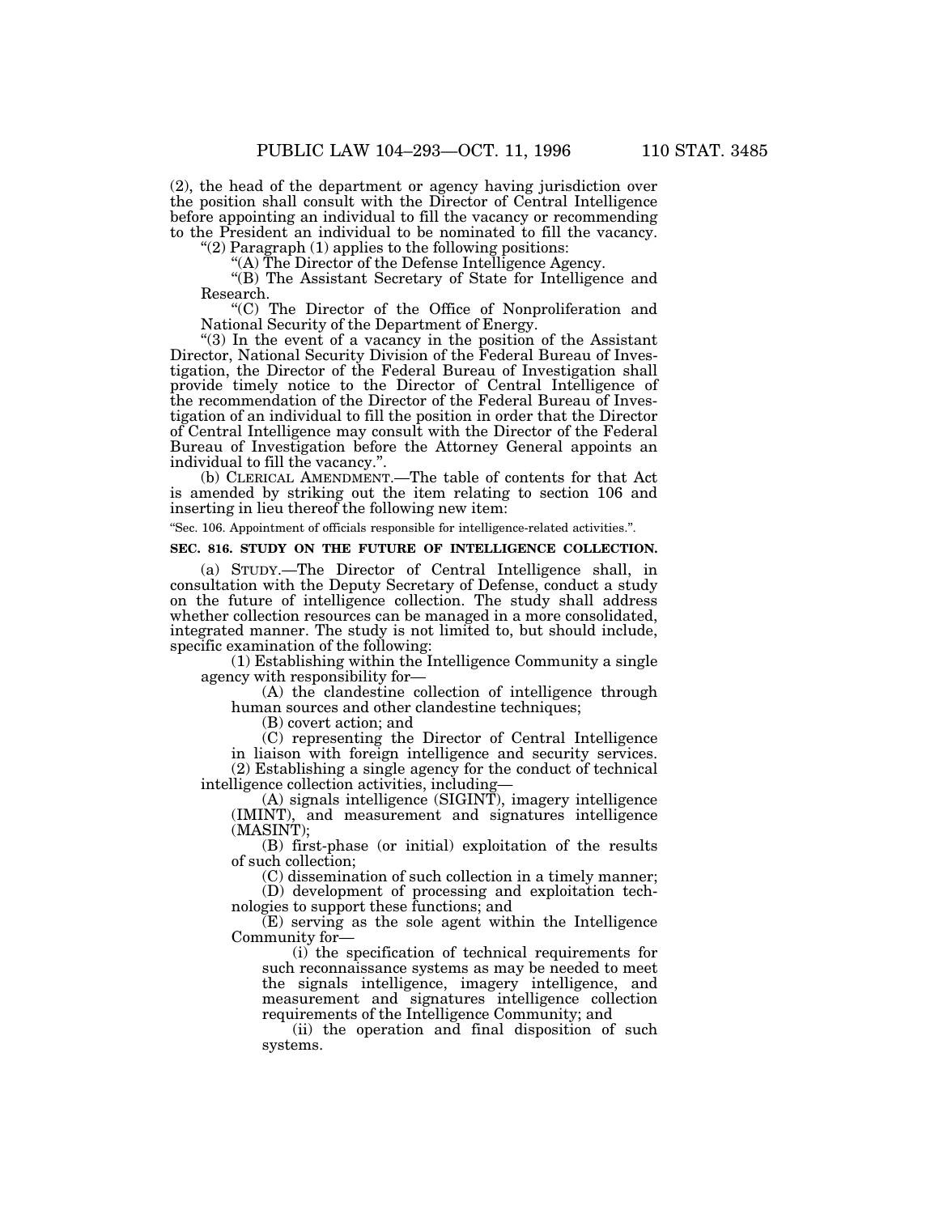(2), the head of the department or agency having jurisdiction over the position shall consult with the Director of Central Intelligence before appointing an individual to fill the vacancy or recommending to the President an individual to be nominated to fill the vacancy.

"(2) Paragraph (1) applies to the following positions:

"(A) The Director of the Defense Intelligence Agency.

"(B) The Assistant Secretary of State for Intelligence and Research.

"(C) The Director of the Office of Nonproliferation and National Security of the Department of Energy.

"(3) In the event of a vacancy in the position of the Assistant Director, National Security Division of the Federal Bureau of Investigation, the Director of the Federal Bureau of Investigation shall provide timely notice to the Director of Central Intelligence of the recommendation of the Director of the Federal Bureau of Investigation of an individual to fill the position in order that the Director of Central Intelligence may consult with the Director of the Federal Bureau of Investigation before the Attorney General appoints an individual to fill the vacancy.".

(b) CLERICAL AMENDMENT.—The table of contents for that Act is amended by striking out the item relating to section 106 and inserting in lieu thereof the following new item:

"Sec. 106. Appointment of officials responsible for intelligence-related activities.".

**SEC. 816. STUDY ON THE FUTURE OF INTELLIGENCE COLLECTION.**

(a) STUDY.—The Director of Central Intelligence shall, in consultation with the Deputy Secretary of Defense, conduct a study on the future of intelligence collection. The study shall address whether collection resources can be managed in a more consolidated, integrated manner. The study is not limited to, but should include, specific examination of the following:

(1) Establishing within the Intelligence Community a single agency with responsibility for—

(A) the clandestine collection of intelligence through human sources and other clandestine techniques;

(B) covert action; and

(C) representing the Director of Central Intelligence in liaison with foreign intelligence and security services.

(2) Establishing a single agency for the conduct of technical intelligence collection activities, including—

(A) signals intelligence (SIGINT), imagery intelligence (IMINT), and measurement and signatures intelligence (MASINT);

(B) first-phase (or initial) exploitation of the results of such collection;

(C) dissemination of such collection in a timely manner;

(D) development of processing and exploitation technologies to support these functions; and

(E) serving as the sole agent within the Intelligence Community for—

(i) the specification of technical requirements for such reconnaissance systems as may be needed to meet the signals intelligence, imagery intelligence, and measurement and signatures intelligence collection requirements of the Intelligence Community; and

(ii) the operation and final disposition of such systems.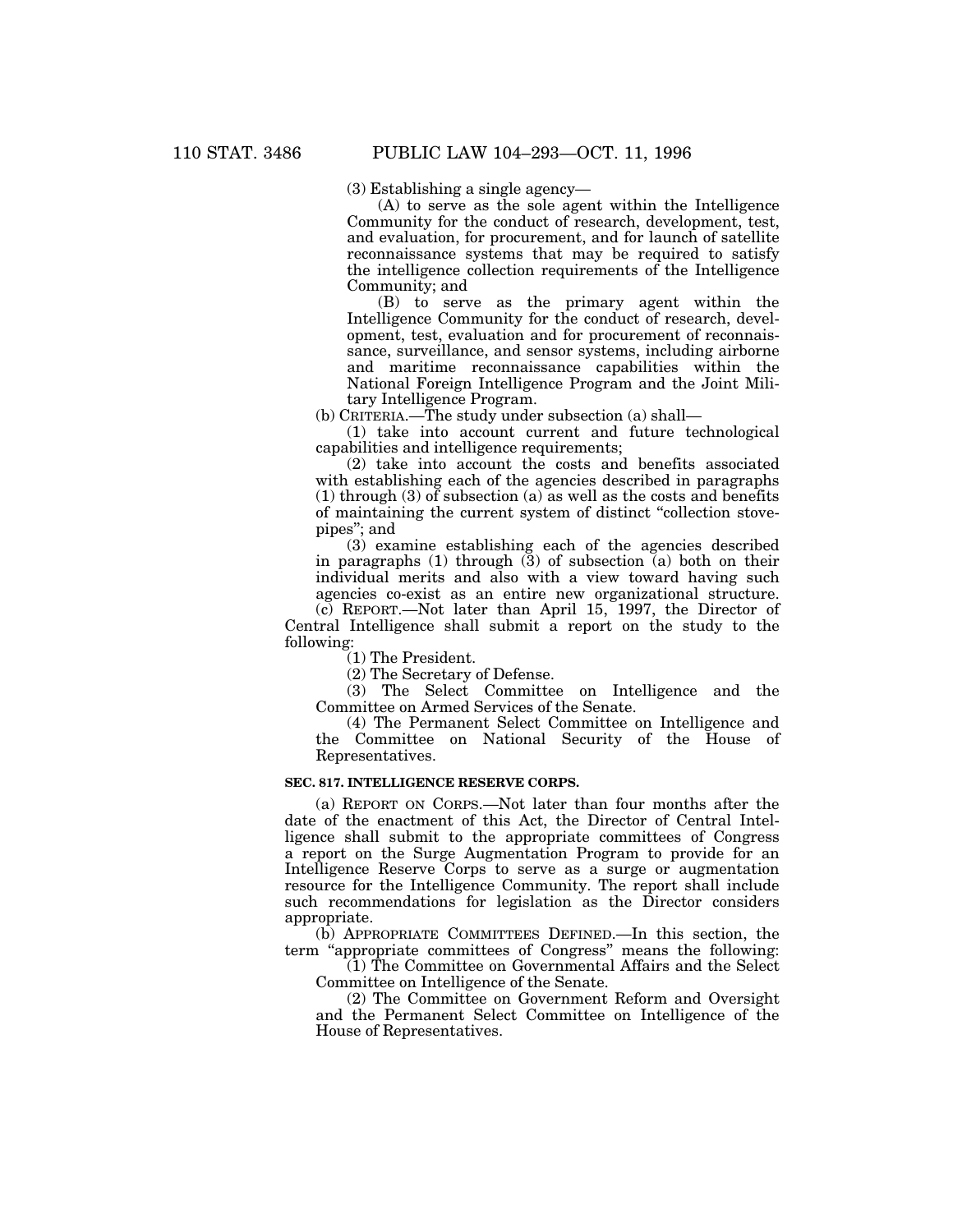(3) Establishing a single agency—

(A) to serve as the sole agent within the Intelligence Community for the conduct of research, development, test, and evaluation, for procurement, and for launch of satellite reconnaissance systems that may be required to satisfy the intelligence collection requirements of the Intelligence Community; and

(B) to serve as the primary agent within the Intelligence Community for the conduct of research, development, test, evaluation and for procurement of reconnaissance, surveillance, and sensor systems, including airborne and maritime reconnaissance capabilities within the National Foreign Intelligence Program and the Joint Military Intelligence Program.

(b) CRITERIA.—The study under subsection (a) shall—

(1) take into account current and future technological capabilities and intelligence requirements;

(2) take into account the costs and benefits associated with establishing each of the agencies described in paragraphs (1) through (3) of subsection (a) as well as the costs and benefits of maintaining the current system of distinct "collection stovepipes"; and

(3) examine establishing each of the agencies described in paragraphs (1) through (3) of subsection (a) both on their individual merits and also with a view toward having such agencies co-exist as an entire new organizational structure.

(c) REPORT.—Not later than April 15, 1997, the Director of Central Intelligence shall submit a report on the study to the following:

(1) The President.

(2) The Secretary of Defense.

(3) The Select Committee on Intelligence and the Committee on Armed Services of the Senate.

(4) The Permanent Select Committee on Intelligence and the Committee on National Security of the House of Representatives.

#### SEC. 817. INTELLIGENCE RESERVE CORPS.

(a) REPORT ON CORPS.—Not later than four months after the date of the enactment of this Act, the Director of Central Intelligence shall submit to the appropriate committees of Congress a report on the Surge Augmentation Program to provide for an Intelligence Reserve Corps to serve as a surge or augmentation resource for the Intelligence Community. The report shall include such recommendations for legislation as the Director considers appropriate.

(b) APPROPRIATE COMMITTEES DEFINED.—In this section, the term "appropriate committees of Congress" means the following:

(1) The Committee on Governmental Affairs and the Select Committee on Intelligence of the Senate.

(2) The Committee on Government Reform and Oversight and the Permanent Select Committee on Intelligence of the House of Representatives.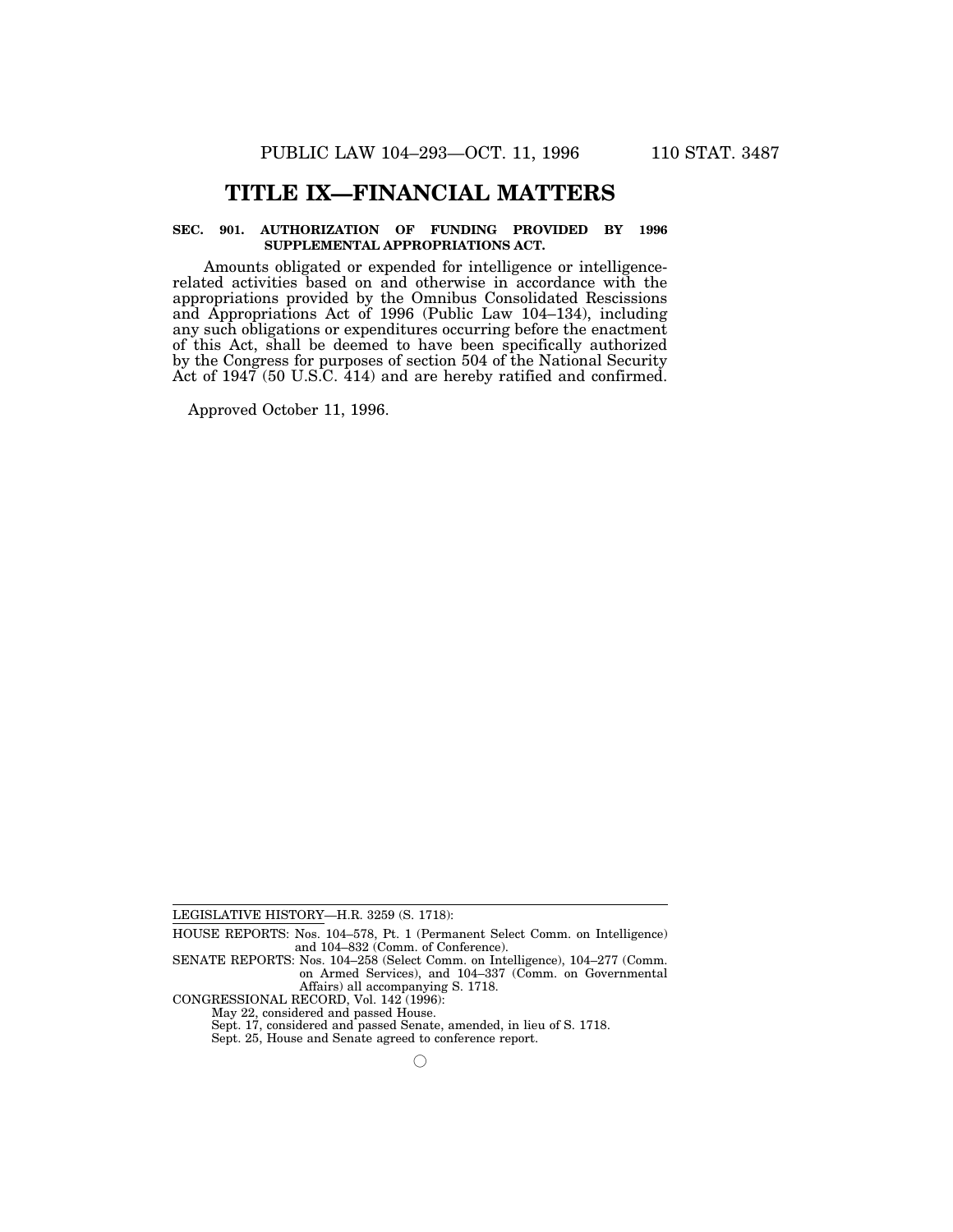# TITLE IX—FINANCIAL MATTERS

**SEC. 901. AUTHORIZATION OF FUNDING PROVIDED BY 1996 SUPPLEMENTAL APPROPRIATIONS ACT.**

Amounts obligated or expended for intelligence or intelligence-related activities based on and otherwise in accordance with the appropriations provided by the Omnibus Consolidated Rescissions and Appropriations Act of 1996 (Public Law 104–134), including any such obligations or expenditures occurring before the enactment of this Act, shall be deemed to have been specifically authorized by the Congress for purposes of section 504 of the National Security Act of 1947 (50 U.S.C. 414) and are hereby ratified and confirmed.

Approved October 11, 1996.

---

LEGISLATIVE HISTORY—H.R. 3259 (S. 1718):

HOUSE REPORTS: Nos. 104–578, Pt. 1 (Permanent Select Comm. on Intelligence) and 104–832 (Comm. of Conference).

SENATE REPORTS: Nos. 104–258 (Select Comm. on Intelligence), 104–277 (Comm. on Armed Services), and 104–337 (Comm. on Governmental Affairs) all accompanying S. 1718.

CONGRESSIONAL RECORD, Vol. 142 (1996):

May 22, considered and passed House.

Sept. 17, considered and passed Senate, amended, in lieu of S. 1718.

Sept. 25, House and Senate agreed to conference report.